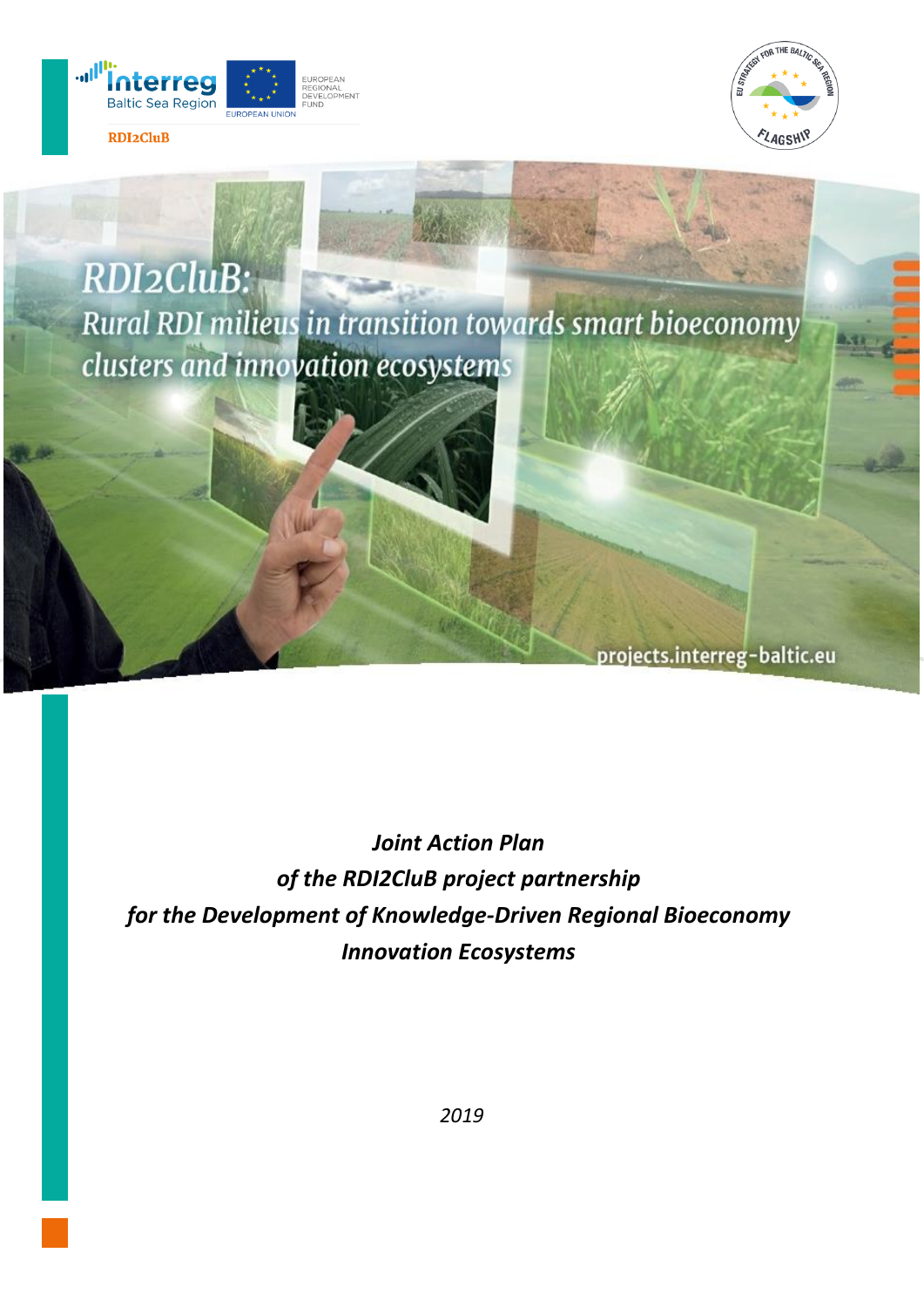RDI2CluB

# RDI2CluB:

## Rural RDI milieus in transition towards smart bioeconomy clusters and innovation ecosystems

projects.interreg-baltic.eu

***Joint Action Plan***
***of the RDI2CluB project partnership***
***for the Development of Knowledge-Driven Regional Bioeconomy***
***Innovation Ecosystems***

*2019*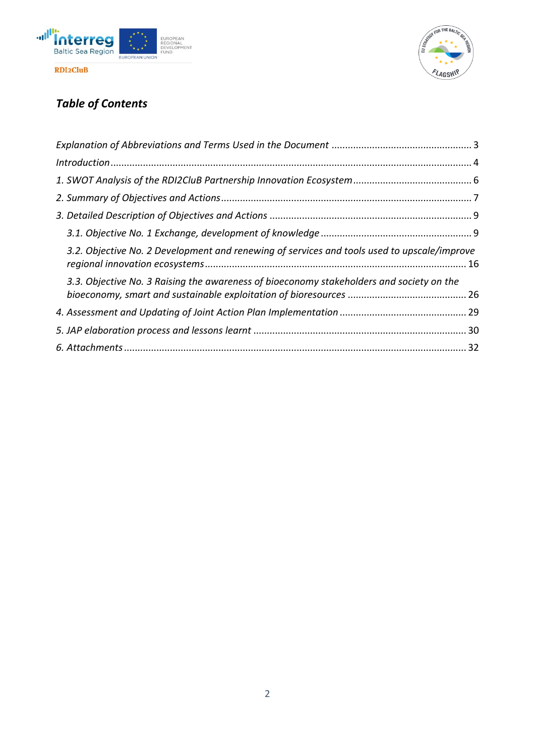## *Table of Contents*

*Explanation of Abbreviations and Terms Used in the Document* .................................................... 3

*Introduction* .................................................................................................................................... 4

*1. SWOT Analysis of the RDI2CluB Partnership Innovation Ecosystem* ............................................ 6

*2. Summary of Objectives and Actions* ............................................................................................ 7

*3. Detailed Description of Objectives and Actions* .......................................................................... 9

- *3.1. Objective No. 1 Exchange, development of knowledge* ........................................................ 9
- *3.2. Objective No. 2 Development and renewing of services and tools used to upscale/improve regional innovation ecosystems* ................................................................................................ 16
- *3.3. Objective No. 3 Raising the awareness of bioeconomy stakeholders and society on the bioeconomy, smart and sustainable exploitation of bioresources* ............................................ 26

*4. Assessment and Updating of Joint Action Plan Implementation* .............................................. 29

*5. JAP elaboration process and lessons learnt* .............................................................................. 30

*6. Attachments* ............................................................................................................................. 32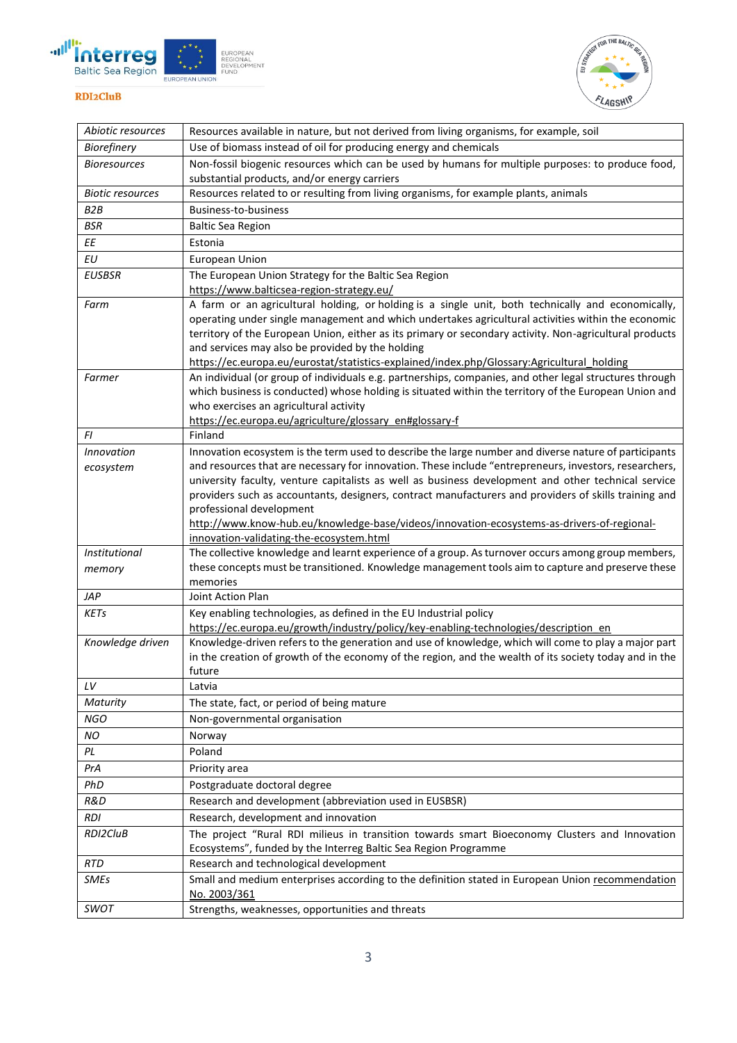| | |
|---|---|
| *Abiotic resources* | Resources available in nature, but not derived from living organisms, for example, soil |
| *Biorefinery* | Use of biomass instead of oil for producing energy and chemicals |
| *Bioresources* | Non-fossil biogenic resources which can be used by humans for multiple purposes: to produce food, substantial products, and/or energy carriers |
| *Biotic resources* | Resources related to or resulting from living organisms, for example plants, animals |
| *B2B* | Business-to-business |
| *BSR* | Baltic Sea Region |
| *EE* | Estonia |
| *EU* | European Union |
| *EUSBSR* | The European Union Strategy for the Baltic Sea Region https://www.balticsea-region-strategy.eu/ |
| *Farm* | A farm or an agricultural holding, or holding is a single unit, both technically and economically, operating under single management and which undertakes agricultural activities within the economic territory of the European Union, either as its primary or secondary activity. Non-agricultural products and services may also be provided by the holding https://ec.europa.eu/eurostat/statistics-explained/index.php/Glossary:Agricultural_holding |
| *Farmer* | An individual (or group of individuals e.g. partnerships, companies, and other legal structures through which business is conducted) whose holding is situated within the territory of the European Union and who exercises an agricultural activity https://ec.europa.eu/agriculture/glossary_en#glossary-f |
| *FI* | Finland |
| *Innovation ecosystem* | Innovation ecosystem is the term used to describe the large number and diverse nature of participants and resources that are necessary for innovation. These include "entrepreneurs, investors, researchers, university faculty, venture capitalists as well as business development and other technical service providers such as accountants, designers, contract manufacturers and providers of skills training and professional development http://www.know-hub.eu/knowledge-base/videos/innovation-ecosystems-as-drivers-of-regional-innovation-validating-the-ecosystem.html |
| *Institutional memory* | The collective knowledge and learnt experience of a group. As turnover occurs among group members, these concepts must be transitioned. Knowledge management tools aim to capture and preserve these memories |
| *JAP* | Joint Action Plan |
| *KETs* | Key enabling technologies, as defined in the EU Industrial policy https://ec.europa.eu/growth/industry/policy/key-enabling-technologies/description_en |
| *Knowledge driven* | Knowledge-driven refers to the generation and use of knowledge, which will come to play a major part in the creation of growth of the economy of the region, and the wealth of its society today and in the future |
| *LV* | Latvia |
| *Maturity* | The state, fact, or period of being mature |
| *NGO* | Non-governmental organisation |
| *NO* | Norway |
| *PL* | Poland |
| *PrA* | Priority area |
| *PhD* | Postgraduate doctoral degree |
| *R&D* | Research and development (abbreviation used in EUSBSR) |
| *RDI* | Research, development and innovation |
| *RDI2CluB* | The project "Rural RDI milieus in transition towards smart Bioeconomy Clusters and Innovation Ecosystems", funded by the Interreg Baltic Sea Region Programme |
| *RTD* | Research and technological development |
| *SMEs* | Small and medium enterprises according to the definition stated in European Union recommendation No. 2003/361 |
| *SWOT* | Strengths, weaknesses, opportunities and threats |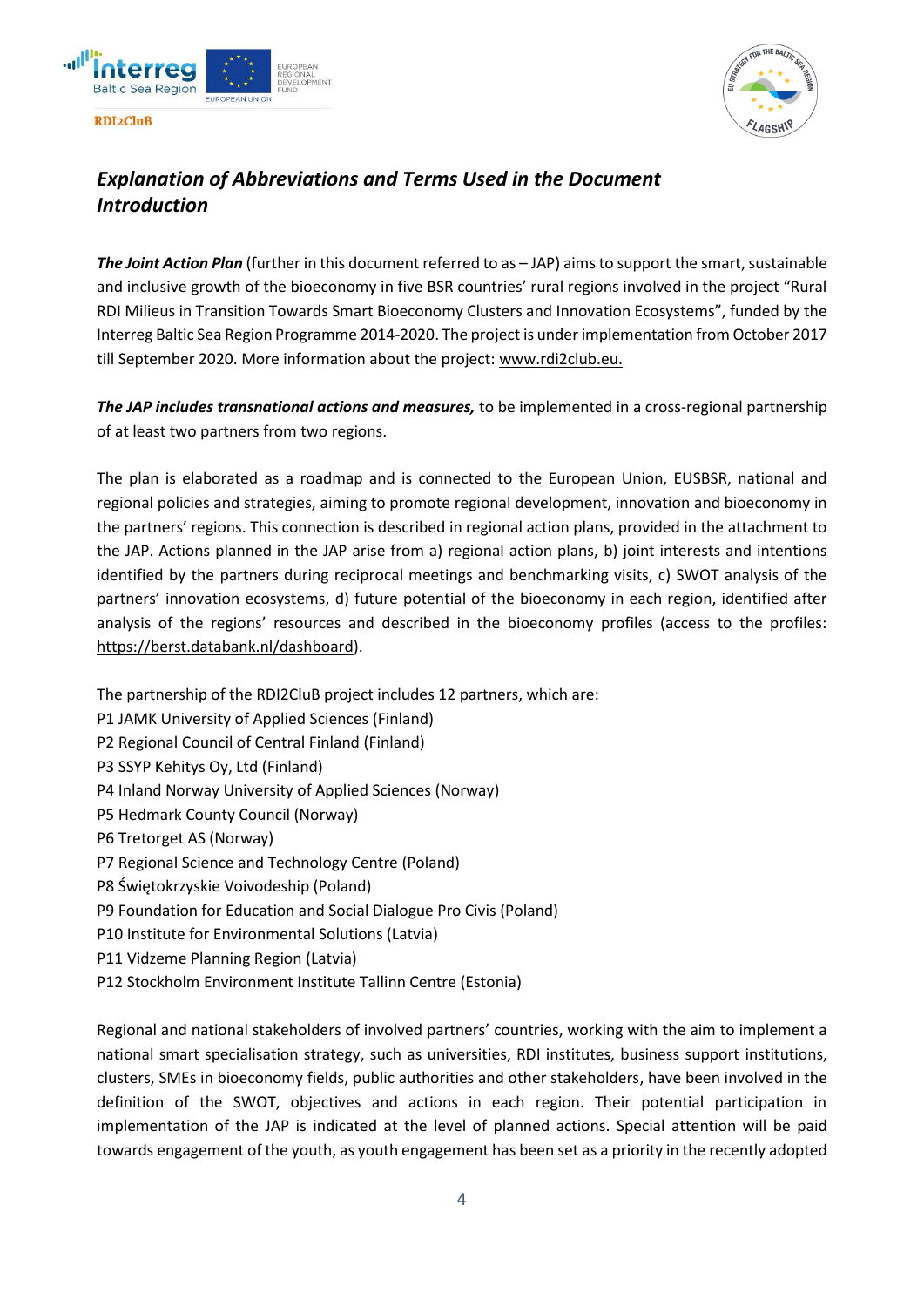## *Explanation of Abbreviations and Terms Used in the Document*
## *Introduction*

***The Joint Action Plan*** (further in this document referred to as – JAP) aims to support the smart, sustainable and inclusive growth of the bioeconomy in five BSR countries' rural regions involved in the project "Rural RDI Milieus in Transition Towards Smart Bioeconomy Clusters and Innovation Ecosystems", funded by the Interreg Baltic Sea Region Programme 2014-2020. The project is under implementation from October 2017 till September 2020. More information about the project: www.rdi2club.eu.

***The JAP includes transnational actions and measures,*** to be implemented in a cross-regional partnership of at least two partners from two regions.

The plan is elaborated as a roadmap and is connected to the European Union, EUSBSR, national and regional policies and strategies, aiming to promote regional development, innovation and bioeconomy in the partners' regions. This connection is described in regional action plans, provided in the attachment to the JAP. Actions planned in the JAP arise from a) regional action plans, b) joint interests and intentions identified by the partners during reciprocal meetings and benchmarking visits, c) SWOT analysis of the partners' innovation ecosystems, d) future potential of the bioeconomy in each region, identified after analysis of the regions' resources and described in the bioeconomy profiles (access to the profiles: https://berst.databank.nl/dashboard).

The partnership of the RDI2CluB project includes 12 partners, which are:
P1 JAMK University of Applied Sciences (Finland)
P2 Regional Council of Central Finland (Finland)
P3 SSYP Kehitys Oy, Ltd (Finland)
P4 Inland Norway University of Applied Sciences (Norway)
P5 Hedmark County Council (Norway)
P6 Tretorget AS (Norway)
P7 Regional Science and Technology Centre (Poland)
P8 Świętokrzyskie Voivodeship (Poland)
P9 Foundation for Education and Social Dialogue Pro Civis (Poland)
P10 Institute for Environmental Solutions (Latvia)
P11 Vidzeme Planning Region (Latvia)
P12 Stockholm Environment Institute Tallinn Centre (Estonia)

Regional and national stakeholders of involved partners' countries, working with the aim to implement a national smart specialisation strategy, such as universities, RDI institutes, business support institutions, clusters, SMEs in bioeconomy fields, public authorities and other stakeholders, have been involved in the definition of the SWOT, objectives and actions in each region. Their potential participation in implementation of the JAP is indicated at the level of planned actions. Special attention will be paid towards engagement of the youth, as youth engagement has been set as a priority in the recently adopted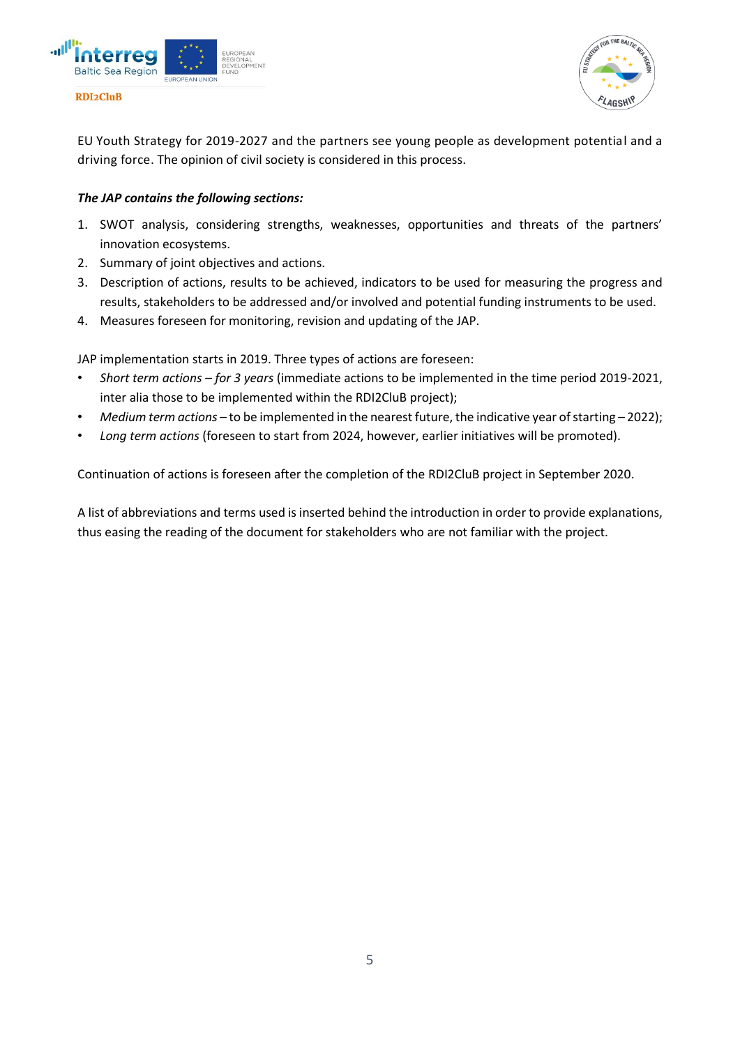EU Youth Strategy for 2019-2027 and the partners see young people as development potential and a driving force. The opinion of civil society is considered in this process.

***The JAP contains the following sections:***

1. SWOT analysis, considering strengths, weaknesses, opportunities and threats of the partners' innovation ecosystems.
2. Summary of joint objectives and actions.
3. Description of actions, results to be achieved, indicators to be used for measuring the progress and results, stakeholders to be addressed and/or involved and potential funding instruments to be used.
4. Measures foreseen for monitoring, revision and updating of the JAP.

JAP implementation starts in 2019. Three types of actions are foreseen:

- *Short term actions – for 3 years* (immediate actions to be implemented in the time period 2019-2021, inter alia those to be implemented within the RDI2CluB project);
- *Medium term actions* – to be implemented in the nearest future, the indicative year of starting – 2022);
- *Long term actions* (foreseen to start from 2024, however, earlier initiatives will be promoted).

Continuation of actions is foreseen after the completion of the RDI2CluB project in September 2020.

A list of abbreviations and terms used is inserted behind the introduction in order to provide explanations, thus easing the reading of the document for stakeholders who are not familiar with the project.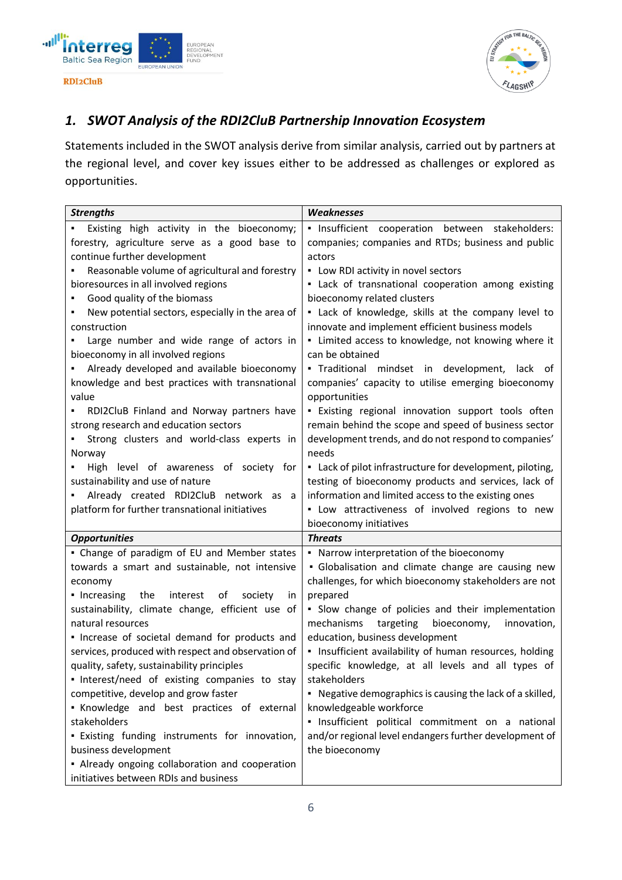## *1. SWOT Analysis of the RDI2CluB Partnership Innovation Ecosystem*

Statements included in the SWOT analysis derive from similar analysis, carried out by partners at the regional level, and cover key issues either to be addressed as challenges or explored as opportunities.

| ***Strengths*** | ***Weaknesses*** |
|---|---|
| ▪ Existing high activity in the bioeconomy; forestry, agriculture serve as a good base to continue further development<br>▪ Reasonable volume of agricultural and forestry bioresources in all involved regions<br>▪ Good quality of the biomass<br>▪ New potential sectors, especially in the area of construction<br>▪ Large number and wide range of actors in bioeconomy in all involved regions<br>▪ Already developed and available bioeconomy knowledge and best practices with transnational value<br>▪ RDI2CluB Finland and Norway partners have strong research and education sectors<br>▪ Strong clusters and world-class experts in Norway<br>▪ High level of awareness of society for sustainability and use of nature<br>▪ Already created RDI2CluB network as a platform for further transnational initiatives | ▪ Insufficient cooperation between stakeholders: companies; companies and RTDs; business and public actors<br>▪ Low RDI activity in novel sectors<br>▪ Lack of transnational cooperation among existing bioeconomy related clusters<br>▪ Lack of knowledge, skills at the company level to innovate and implement efficient business models<br>▪ Limited access to knowledge, not knowing where it can be obtained<br>▪ Traditional mindset in development, lack of companies' capacity to utilise emerging bioeconomy opportunities<br>▪ Existing regional innovation support tools often remain behind the scope and speed of business sector development trends, and do not respond to companies' needs<br>▪ Lack of pilot infrastructure for development, piloting, testing of bioeconomy products and services, lack of information and limited access to the existing ones<br>▪ Low attractiveness of involved regions to new bioeconomy initiatives |
| ***Opportunities*** | ***Threats*** |
| ▪ Change of paradigm of EU and Member states towards a smart and sustainable, not intensive economy<br>▪ Increasing the interest of society in sustainability, climate change, efficient use of natural resources<br>▪ Increase of societal demand for products and services, produced with respect and observation of quality, safety, sustainability principles<br>▪ Interest/need of existing companies to stay competitive, develop and grow faster<br>▪ Knowledge and best practices of external stakeholders<br>▪ Existing funding instruments for innovation, business development<br>▪ Already ongoing collaboration and cooperation initiatives between RDIs and business | ▪ Narrow interpretation of the bioeconomy<br>▪ Globalisation and climate change are causing new challenges, for which bioeconomy stakeholders are not prepared<br>▪ Slow change of policies and their implementation mechanisms targeting bioeconomy, innovation, education, business development<br>▪ Insufficient availability of human resources, holding specific knowledge, at all levels and all types of stakeholders<br>▪ Negative demographics is causing the lack of a skilled, knowledgeable workforce<br>▪ Insufficient political commitment on a national and/or regional level endangers further development of the bioeconomy |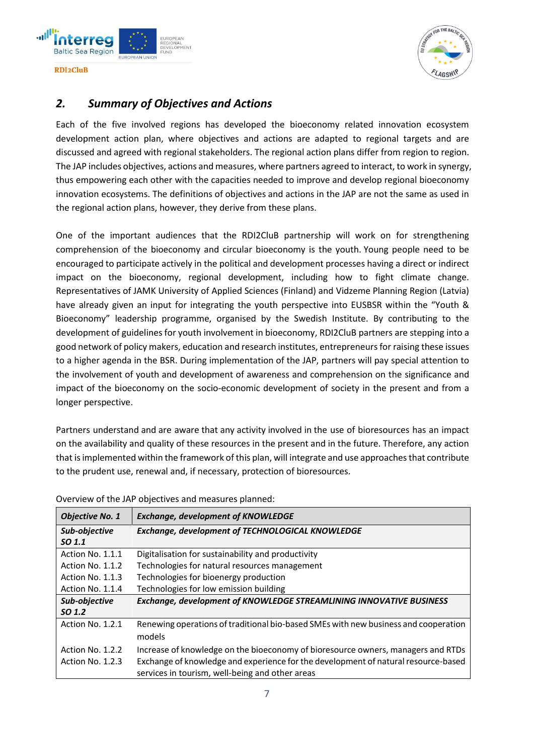## *2. Summary of Objectives and Actions*

Each of the five involved regions has developed the bioeconomy related innovation ecosystem development action plan, where objectives and actions are adapted to regional targets and are discussed and agreed with regional stakeholders. The regional action plans differ from region to region. The JAP includes objectives, actions and measures, where partners agreed to interact, to work in synergy, thus empowering each other with the capacities needed to improve and develop regional bioeconomy innovation ecosystems. The definitions of objectives and actions in the JAP are not the same as used in the regional action plans, however, they derive from these plans.

One of the important audiences that the RDI2CluB partnership will work on for strengthening comprehension of the bioeconomy and circular bioeconomy is the youth. Young people need to be encouraged to participate actively in the political and development processes having a direct or indirect impact on the bioeconomy, regional development, including how to fight climate change. Representatives of JAMK University of Applied Sciences (Finland) and Vidzeme Planning Region (Latvia) have already given an input for integrating the youth perspective into EUSBSR within the "Youth & Bioeconomy" leadership programme, organised by the Swedish Institute. By contributing to the development of guidelines for youth involvement in bioeconomy, RDI2CluB partners are stepping into a good network of policy makers, education and research institutes, entrepreneurs for raising these issues to a higher agenda in the BSR. During implementation of the JAP, partners will pay special attention to the involvement of youth and development of awareness and comprehension on the significance and impact of the bioeconomy on the socio-economic development of society in the present and from a longer perspective.

Partners understand and are aware that any activity involved in the use of bioresources has an impact on the availability and quality of these resources in the present and in the future. Therefore, any action that is implemented within the framework of this plan, will integrate and use approaches that contribute to the prudent use, renewal and, if necessary, protection of bioresources.

Overview of the JAP objectives and measures planned:

| ***Objective No. 1*** | ***Exchange, development of KNOWLEDGE*** |
|---|---|
| ***Sub-objective SO 1.1*** | ***Exchange, development of TECHNOLOGICAL KNOWLEDGE*** |
| Action No. 1.1.1 | Digitalisation for sustainability and productivity |
| Action No. 1.1.2 | Technologies for natural resources management |
| Action No. 1.1.3 | Technologies for bioenergy production |
| Action No. 1.1.4 | Technologies for low emission building |
| ***Sub-objective SO 1.2*** | ***Exchange, development of KNOWLEDGE STREAMLINING INNOVATIVE BUSINESS*** |
| Action No. 1.2.1 | Renewing operations of traditional bio-based SMEs with new business and cooperation models |
| Action No. 1.2.2 | Increase of knowledge on the bioeconomy of bioresource owners, managers and RTDs |
| Action No. 1.2.3 | Exchange of knowledge and experience for the development of natural resource-based services in tourism, well-being and other areas |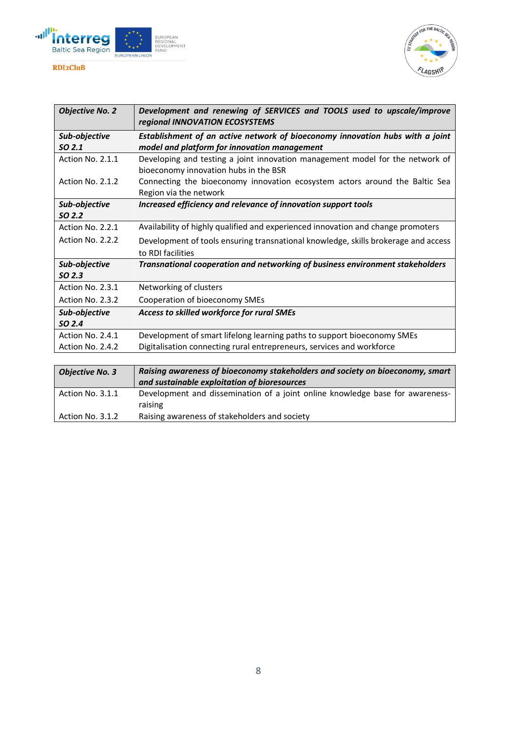| ***Objective No. 2*** | ***Development and renewing of SERVICES and TOOLS used to upscale/improve regional INNOVATION ECOSYSTEMS*** |
|---|---|
| ***Sub-objective SO 2.1*** | ***Establishment of an active network of bioeconomy innovation hubs with a joint model and platform for innovation management*** |
| Action No. 2.1.1 | Developing and testing a joint innovation management model for the network of bioeconomy innovation hubs in the BSR |
| Action No. 2.1.2 | Connecting the bioeconomy innovation ecosystem actors around the Baltic Sea Region via the network |
| ***Sub-objective SO 2.2*** | ***Increased efficiency and relevance of innovation support tools*** |
| Action No. 2.2.1 | Availability of highly qualified and experienced innovation and change promoters |
| Action No. 2.2.2 | Development of tools ensuring transnational knowledge, skills brokerage and access to RDI facilities |
| ***Sub-objective SO 2.3*** | ***Transnational cooperation and networking of business environment stakeholders*** |
| Action No. 2.3.1 | Networking of clusters |
| Action No. 2.3.2 | Cooperation of bioeconomy SMEs |
| ***Sub-objective SO 2.4*** | ***Access to skilled workforce for rural SMEs*** |
| Action No. 2.4.1 | Development of smart lifelong learning paths to support bioeconomy SMEs |
| Action No. 2.4.2 | Digitalisation connecting rural entrepreneurs, services and workforce |

| ***Objective No. 3*** | ***Raising awareness of bioeconomy stakeholders and society on bioeconomy, smart and sustainable exploitation of bioresources*** |
|---|---|
| Action No. 3.1.1 | Development and dissemination of a joint online knowledge base for awareness-raising |
| Action No. 3.1.2 | Raising awareness of stakeholders and society |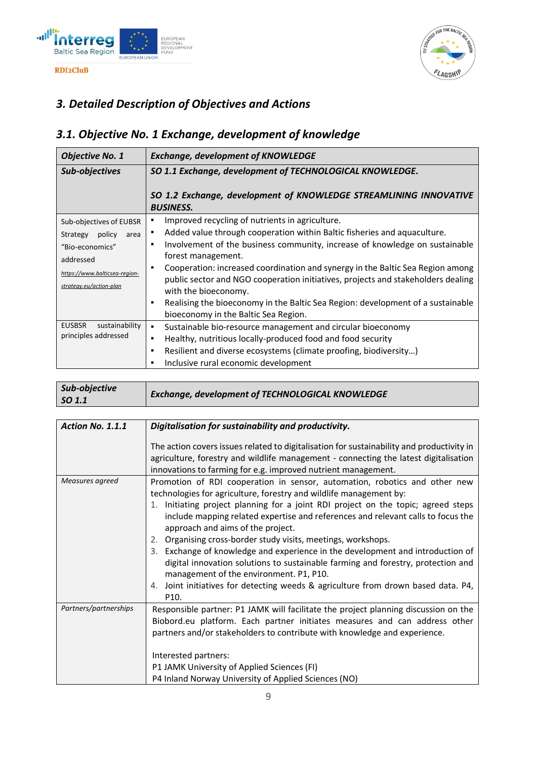## *3. Detailed Description of Objectives and Actions*

### *3.1. Objective No. 1 Exchange, development of knowledge*

| ***Objective No. 1*** | ***Exchange, development of KNOWLEDGE*** |
|---|---|
| ***Sub-objectives*** | ***SO 1.1 Exchange, development of TECHNOLOGICAL KNOWLEDGE.*** <br><br> ***SO 1.2 Exchange, development of KNOWLEDGE STREAMLINING INNOVATIVE BUSINESS.*** |
| Sub-objectives of EUBSR Strategy policy area "Bio-economics" addressed <br> https://www.balticsea-region-strategy.eu/action-plan | ▪ Improved recycling of nutrients in agriculture. <br> ▪ Added value through cooperation within Baltic fisheries and aquaculture. <br> ▪ Involvement of the business community, increase of knowledge on sustainable forest management. <br> ▪ Cooperation: increased coordination and synergy in the Baltic Sea Region among public sector and NGO cooperation initiatives, projects and stakeholders dealing with the bioeconomy. <br> ▪ Realising the bioeconomy in the Baltic Sea Region: development of a sustainable bioeconomy in the Baltic Sea Region. |
| EUSBSR sustainability principles addressed | ▪ Sustainable bio-resource management and circular bioeconomy <br> ▪ Healthy, nutritious locally-produced food and food security <br> ▪ Resilient and diverse ecosystems (climate proofing, biodiversity…) <br> ▪ Inclusive rural economic development |

| ***Sub-objective SO 1.1*** | ***Exchange, development of TECHNOLOGICAL KNOWLEDGE*** |
|---|---|

| ***Action No. 1.1.1*** | ***Digitalisation for sustainability and productivity.*** <br><br> The action covers issues related to digitalisation for sustainability and productivity in agriculture, forestry and wildlife management - connecting the latest digitalisation innovations to farming for e.g. improved nutrient management. |
|---|---|
| *Measures agreed* | Promotion of RDI cooperation in sensor, automation, robotics and other new technologies for agriculture, forestry and wildlife management by: <br> 1. Initiating project planning for a joint RDI project on the topic; agreed steps include mapping related expertise and references and relevant calls to focus the approach and aims of the project. <br> 2. Organising cross-border study visits, meetings, workshops. <br> 3. Exchange of knowledge and experience in the development and introduction of digital innovation solutions to sustainable farming and forestry, protection and management of the environment. P1, P10. <br> 4. Joint initiatives for detecting weeds & agriculture from drown based data. P4, P10. |
| *Partners/partnerships* | Responsible partner: P1 JAMK will facilitate the project planning discussion on the Biobord.eu platform. Each partner initiates measures and can address other partners and/or stakeholders to contribute with knowledge and experience. <br><br> Interested partners: <br> P1 JAMK University of Applied Sciences (FI) <br> P4 Inland Norway University of Applied Sciences (NO) |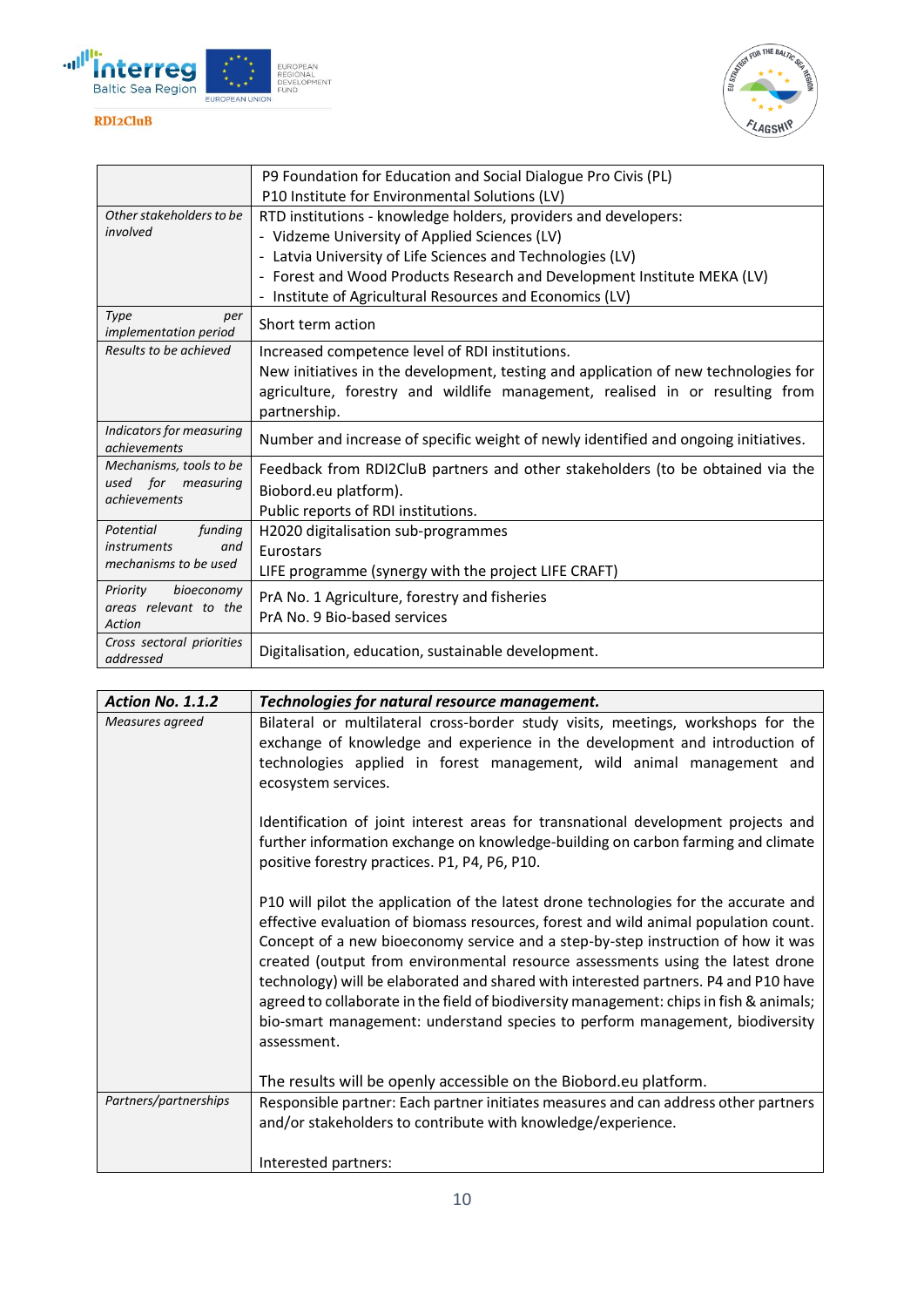| | |
|---|---|
| | P9 Foundation for Education and Social Dialogue Pro Civis (PL)<br>P10 Institute for Environmental Solutions (LV) |
| *Other stakeholders to be involved* | RTD institutions - knowledge holders, providers and developers:<br>- Vidzeme University of Applied Sciences (LV)<br>- Latvia University of Life Sciences and Technologies (LV)<br>- Forest and Wood Products Research and Development Institute MEKA (LV)<br>- Institute of Agricultural Resources and Economics (LV) |
| *Type per implementation period* | Short term action |
| *Results to be achieved* | Increased competence level of RDI institutions.<br>New initiatives in the development, testing and application of new technologies for agriculture, forestry and wildlife management, realised in or resulting from partnership. |
| *Indicators for measuring achievements* | Number and increase of specific weight of newly identified and ongoing initiatives. |
| *Mechanisms, tools to be used for measuring achievements* | Feedback from RDI2CluB partners and other stakeholders (to be obtained via the Biobord.eu platform).<br>Public reports of RDI institutions. |
| *Potential funding instruments and mechanisms to be used* | H2020 digitalisation sub-programmes<br>Eurostars<br>LIFE programme (synergy with the project LIFE CRAFT) |
| *Priority bioeconomy areas relevant to the Action* | PrA No. 1 Agriculture, forestry and fisheries<br>PrA No. 9 Bio-based services |
| *Cross sectoral priorities addressed* | Digitalisation, education, sustainable development. |

| ***Action No. 1.1.2*** | ***Technologies for natural resource management.*** |
|---|---|
| *Measures agreed* | Bilateral or multilateral cross-border study visits, meetings, workshops for the exchange of knowledge and experience in the development and introduction of technologies applied in forest management, wild animal management and ecosystem services.<br><br>Identification of joint interest areas for transnational development projects and further information exchange on knowledge-building on carbon farming and climate positive forestry practices. P1, P4, P6, P10.<br><br>P10 will pilot the application of the latest drone technologies for the accurate and effective evaluation of biomass resources, forest and wild animal population count. Concept of a new bioeconomy service and a step-by-step instruction of how it was created (output from environmental resource assessments using the latest drone technology) will be elaborated and shared with interested partners. P4 and P10 have agreed to collaborate in the field of biodiversity management: chips in fish & animals; bio-smart management: understand species to perform management, biodiversity assessment.<br><br>The results will be openly accessible on the Biobord.eu platform. |
| *Partners/partnerships* | Responsible partner: Each partner initiates measures and can address other partners and/or stakeholders to contribute with knowledge/experience.<br><br>Interested partners: |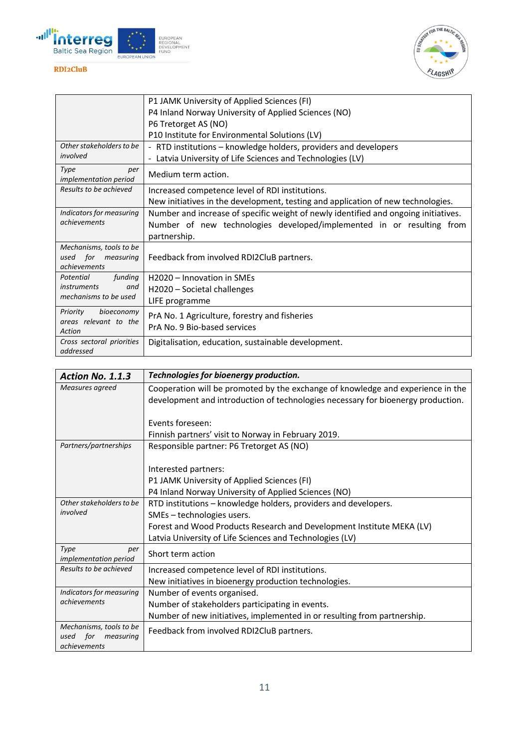| | |
|---|---|
| | P1 JAMK University of Applied Sciences (FI)<br>P4 Inland Norway University of Applied Sciences (NO)<br>P6 Tretorget AS (NO)<br>P10 Institute for Environmental Solutions (LV) |
| *Other stakeholders to be involved* | - RTD institutions – knowledge holders, providers and developers<br>- Latvia University of Life Sciences and Technologies (LV) |
| *Type per implementation period* | Medium term action. |
| *Results to be achieved* | Increased competence level of RDI institutions.<br>New initiatives in the development, testing and application of new technologies. |
| *Indicators for measuring achievements* | Number and increase of specific weight of newly identified and ongoing initiatives.<br>Number of new technologies developed/implemented in or resulting from partnership. |
| *Mechanisms, tools to be used for measuring achievements* | Feedback from involved RDI2CluB partners. |
| *Potential funding instruments and mechanisms to be used* | H2020 – Innovation in SMEs<br>H2020 – Societal challenges<br>LIFE programme |
| *Priority bioeconomy areas relevant to the Action* | PrA No. 1 Agriculture, forestry and fisheries<br>PrA No. 9 Bio-based services |
| *Cross sectoral priorities addressed* | Digitalisation, education, sustainable development. |

| ***Action No. 1.1.3*** | ***Technologies for bioenergy production.*** |
|---|---|
| *Measures agreed* | Cooperation will be promoted by the exchange of knowledge and experience in the development and introduction of technologies necessary for bioenergy production.<br><br>Events foreseen:<br>Finnish partners' visit to Norway in February 2019. |
| *Partners/partnerships* | Responsible partner: P6 Tretorget AS (NO)<br><br>Interested partners:<br>P1 JAMK University of Applied Sciences (FI)<br>P4 Inland Norway University of Applied Sciences (NO) |
| *Other stakeholders to be involved* | RTD institutions – knowledge holders, providers and developers.<br>SMEs – technologies users.<br>Forest and Wood Products Research and Development Institute MEKA (LV)<br>Latvia University of Life Sciences and Technologies (LV) |
| *Type per implementation period* | Short term action |
| *Results to be achieved* | Increased competence level of RDI institutions.<br>New initiatives in bioenergy production technologies. |
| *Indicators for measuring achievements* | Number of events organised.<br>Number of stakeholders participating in events.<br>Number of new initiatives, implemented in or resulting from partnership. |
| *Mechanisms, tools to be used for measuring achievements* | Feedback from involved RDI2CluB partners. |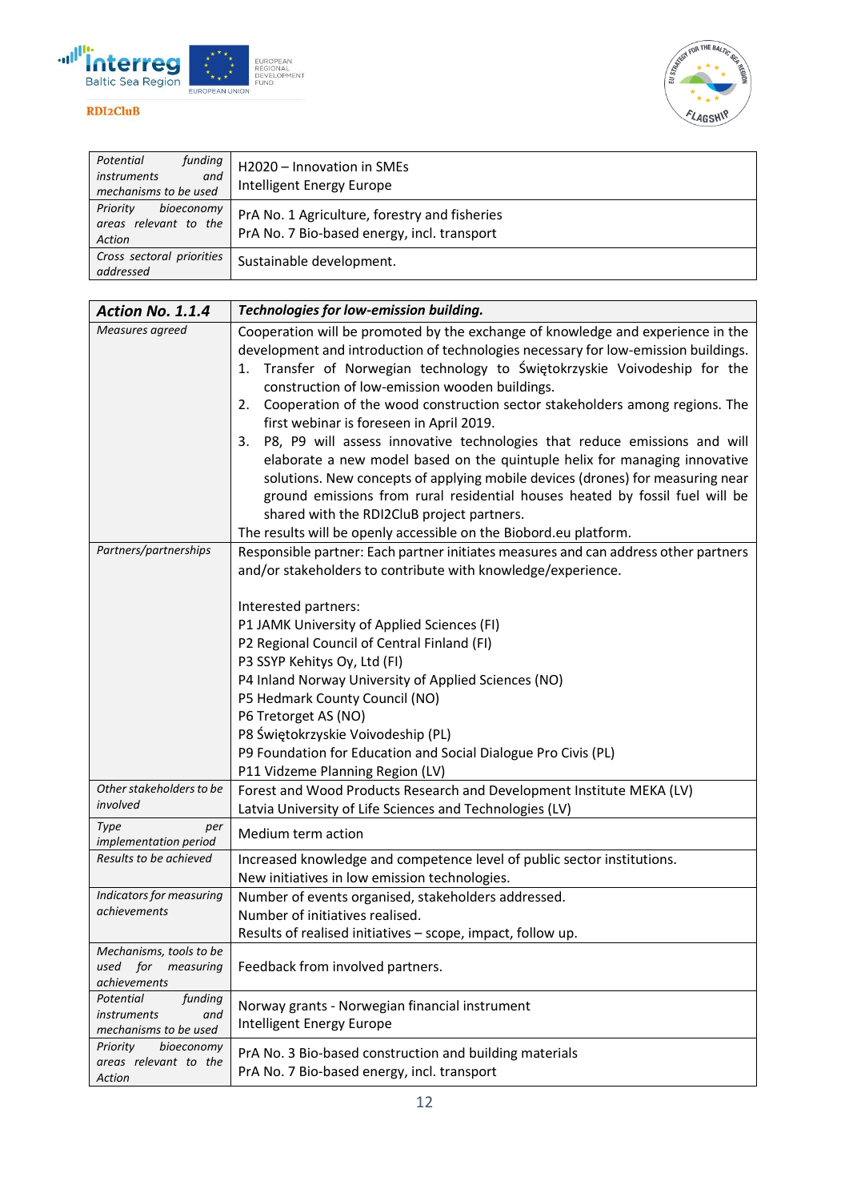| | |
|---|---|
| *Potential funding instruments and mechanisms to be used* | H2020 – Innovation in SMEs<br>Intelligent Energy Europe |
| *Priority bioeconomy areas relevant to the Action* | PrA No. 1 Agriculture, forestry and fisheries<br>PrA No. 7 Bio-based energy, incl. transport |
| *Cross sectoral priorities addressed* | Sustainable development. |

| ***Action No. 1.1.4*** | ***Technologies for low-emission building.*** |
|---|---|
| *Measures agreed* | Cooperation will be promoted by the exchange of knowledge and experience in the development and introduction of technologies necessary for low-emission buildings.<br>1. Transfer of Norwegian technology to Świętokrzyskie Voivodeship for the construction of low-emission wooden buildings.<br>2. Cooperation of the wood construction sector stakeholders among regions. The first webinar is foreseen in April 2019.<br>3. P8, P9 will assess innovative technologies that reduce emissions and will elaborate a new model based on the quintuple helix for managing innovative solutions. New concepts of applying mobile devices (drones) for measuring near ground emissions from rural residential houses heated by fossil fuel will be shared with the RDI2CluB project partners.<br>The results will be openly accessible on the Biobord.eu platform. |
| *Partners/partnerships* | Responsible partner: Each partner initiates measures and can address other partners and/or stakeholders to contribute with knowledge/experience.<br><br>Interested partners:<br>P1 JAMK University of Applied Sciences (FI)<br>P2 Regional Council of Central Finland (FI)<br>P3 SSYP Kehitys Oy, Ltd (FI)<br>P4 Inland Norway University of Applied Sciences (NO)<br>P5 Hedmark County Council (NO)<br>P6 Tretorget AS (NO)<br>P8 Świętokrzyskie Voivodeship (PL)<br>P9 Foundation for Education and Social Dialogue Pro Civis (PL)<br>P11 Vidzeme Planning Region (LV) |
| *Other stakeholders to be involved* | Forest and Wood Products Research and Development Institute MEKA (LV)<br>Latvia University of Life Sciences and Technologies (LV) |
| *Type per implementation period* | Medium term action |
| *Results to be achieved* | Increased knowledge and competence level of public sector institutions.<br>New initiatives in low emission technologies. |
| *Indicators for measuring achievements* | Number of events organised, stakeholders addressed.<br>Number of initiatives realised.<br>Results of realised initiatives – scope, impact, follow up. |
| *Mechanisms, tools to be used for measuring achievements* | Feedback from involved partners. |
| *Potential funding instruments and mechanisms to be used* | Norway grants - Norwegian financial instrument<br>Intelligent Energy Europe |
| *Priority bioeconomy areas relevant to the Action* | PrA No. 3 Bio-based construction and building materials<br>PrA No. 7 Bio-based energy, incl. transport |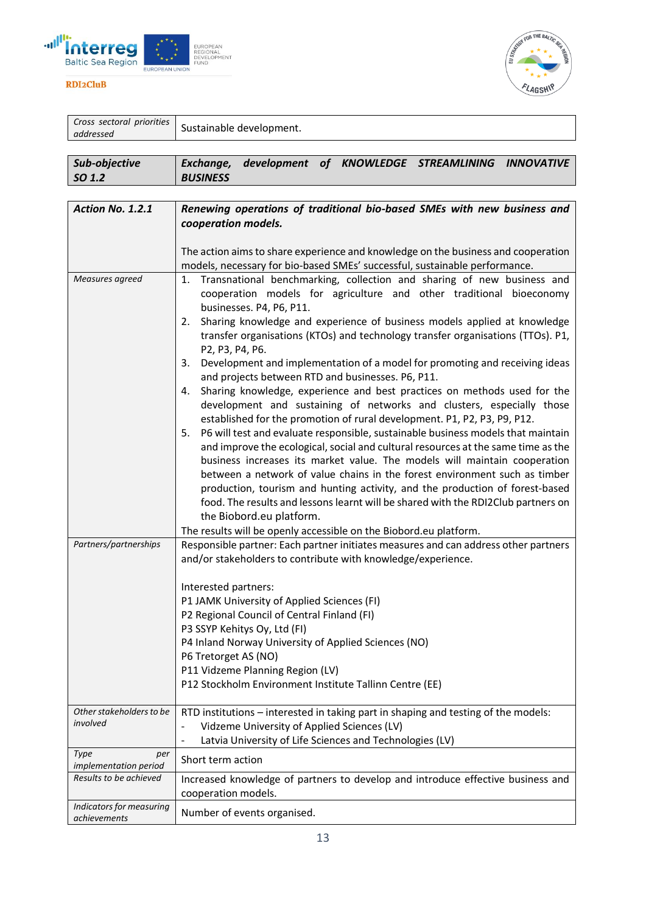| *Cross sectoral priorities addressed* | Sustainable development. |
|---|---|

| ***Sub-objective SO 1.2*** | ***Exchange, development of KNOWLEDGE STREAMLINING INNOVATIVE BUSINESS*** |
|---|---|

| ***Action No. 1.2.1*** | ***Renewing operations of traditional bio-based SMEs with new business and cooperation models.*** <br><br> The action aims to share experience and knowledge on the business and cooperation models, necessary for bio-based SMEs' successful, sustainable performance. |
|---|---|
| *Measures agreed* | 1. Transnational benchmarking, collection and sharing of new business and cooperation models for agriculture and other traditional bioeconomy businesses. P4, P6, P11. <br> 2. Sharing knowledge and experience of business models applied at knowledge transfer organisations (KTOs) and technology transfer organisations (TTOs). P1, P2, P3, P4, P6. <br> 3. Development and implementation of a model for promoting and receiving ideas and projects between RTD and businesses. P6, P11. <br> 4. Sharing knowledge, experience and best practices on methods used for the development and sustaining of networks and clusters, especially those established for the promotion of rural development. P1, P2, P3, P9, P12. <br> 5. P6 will test and evaluate responsible, sustainable business models that maintain and improve the ecological, social and cultural resources at the same time as the business increases its market value. The models will maintain cooperation between a network of value chains in the forest environment such as timber production, tourism and hunting activity, and the production of forest-based food. The results and lessons learnt will be shared with the RDI2Club partners on the Biobord.eu platform. <br> The results will be openly accessible on the Biobord.eu platform. |
| *Partners/partnerships* | Responsible partner: Each partner initiates measures and can address other partners and/or stakeholders to contribute with knowledge/experience. <br><br> Interested partners: <br> P1 JAMK University of Applied Sciences (FI) <br> P2 Regional Council of Central Finland (FI) <br> P3 SSYP Kehitys Oy, Ltd (FI) <br> P4 Inland Norway University of Applied Sciences (NO) <br> P6 Tretorget AS (NO) <br> P11 Vidzeme Planning Region (LV) <br> P12 Stockholm Environment Institute Tallinn Centre (EE) |
| *Other stakeholders to be involved* | RTD institutions – interested in taking part in shaping and testing of the models: <br> - Vidzeme University of Applied Sciences (LV) <br> - Latvia University of Life Sciences and Technologies (LV) |
| *Type per implementation period* | Short term action |
| *Results to be achieved* | Increased knowledge of partners to develop and introduce effective business and cooperation models. |
| *Indicators for measuring achievements* | Number of events organised. |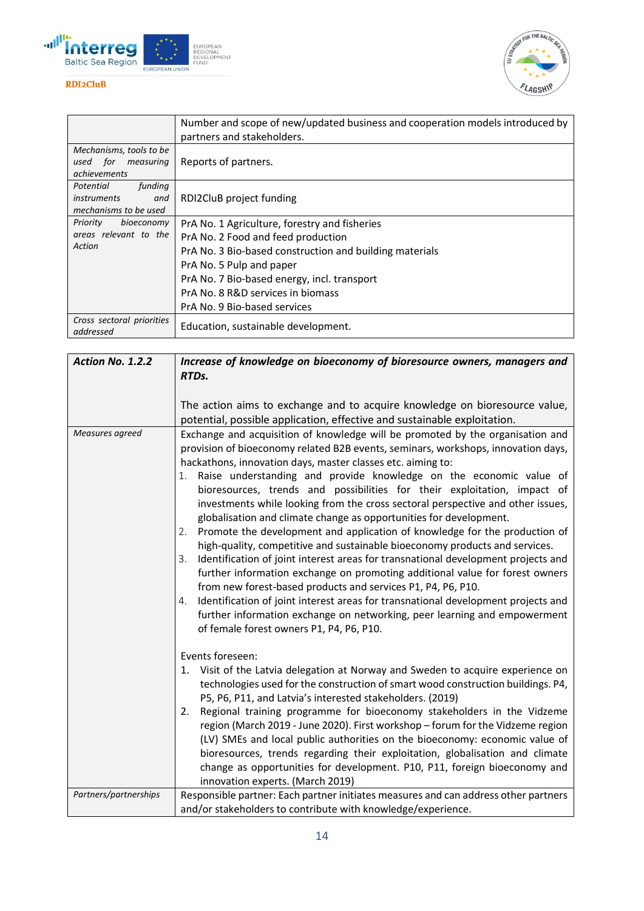| | Number and scope of new/updated business and cooperation models introduced by partners and stakeholders. |
|---|---|
| *Mechanisms, tools to be used for measuring achievements* | Reports of partners. |
| *Potential funding instruments and mechanisms to be used* | RDI2CluB project funding |
| *Priority bioeconomy areas relevant to the Action* | PrA No. 1 Agriculture, forestry and fisheries<br>PrA No. 2 Food and feed production<br>PrA No. 3 Bio-based construction and building materials<br>PrA No. 5 Pulp and paper<br>PrA No. 7 Bio-based energy, incl. transport<br>PrA No. 8 R&D services in biomass<br>PrA No. 9 Bio-based services |
| *Cross sectoral priorities addressed* | Education, sustainable development. |

| ***Action No. 1.2.2*** | ***Increase of knowledge on bioeconomy of bioresource owners, managers and RTDs.***<br><br>The action aims to exchange and to acquire knowledge on bioresource value, potential, possible application, effective and sustainable exploitation. |
|---|---|
| *Measures agreed* | Exchange and acquisition of knowledge will be promoted by the organisation and provision of bioeconomy related B2B events, seminars, workshops, innovation days, hackathons, innovation days, master classes etc. aiming to:<br>1. Raise understanding and provide knowledge on the economic value of bioresources, trends and possibilities for their exploitation, impact of investments while looking from the cross sectoral perspective and other issues, globalisation and climate change as opportunities for development.<br>2. Promote the development and application of knowledge for the production of high-quality, competitive and sustainable bioeconomy products and services.<br>3. Identification of joint interest areas for transnational development projects and further information exchange on promoting additional value for forest owners from new forest-based products and services P1, P4, P6, P10.<br>4. Identification of joint interest areas for transnational development projects and further information exchange on networking, peer learning and empowerment of female forest owners P1, P4, P6, P10.<br><br>Events foreseen:<br>1. Visit of the Latvia delegation at Norway and Sweden to acquire experience on technologies used for the construction of smart wood construction buildings. P4, P5, P6, P11, and Latvia's interested stakeholders. (2019)<br>2. Regional training programme for bioeconomy stakeholders in the Vidzeme region (March 2019 - June 2020). First workshop – forum for the Vidzeme region (LV) SMEs and local public authorities on the bioeconomy: economic value of bioresources, trends regarding their exploitation, globalisation and climate change as opportunities for development. P10, P11, foreign bioeconomy and innovation experts. (March 2019) |
| *Partners/partnerships* | Responsible partner: Each partner initiates measures and can address other partners and/or stakeholders to contribute with knowledge/experience. |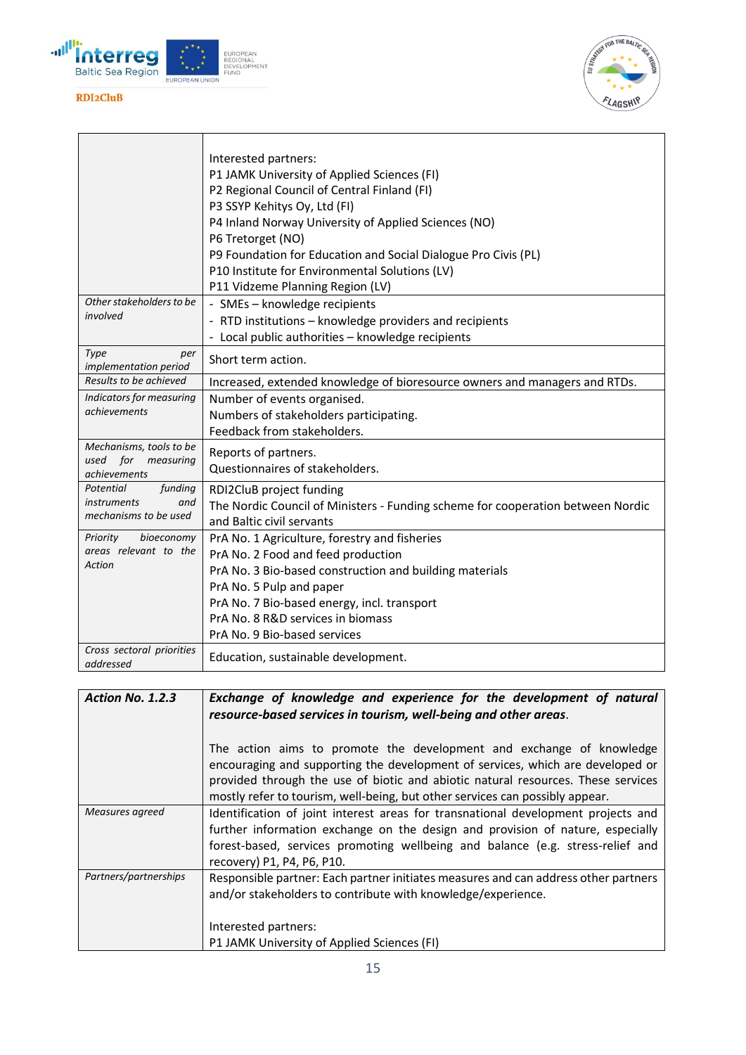| | |
|---|---|
| | Interested partners:<br>P1 JAMK University of Applied Sciences (FI)<br>P2 Regional Council of Central Finland (FI)<br>P3 SSYP Kehitys Oy, Ltd (FI)<br>P4 Inland Norway University of Applied Sciences (NO)<br>P6 Tretorget (NO)<br>P9 Foundation for Education and Social Dialogue Pro Civis (PL)<br>P10 Institute for Environmental Solutions (LV)<br>P11 Vidzeme Planning Region (LV) |
| *Other stakeholders to be involved* | - SMEs – knowledge recipients<br>- RTD institutions – knowledge providers and recipients<br>- Local public authorities – knowledge recipients |
| *Type per implementation period* | Short term action. |
| *Results to be achieved* | Increased, extended knowledge of bioresource owners and managers and RTDs. |
| *Indicators for measuring achievements* | Number of events organised.<br>Numbers of stakeholders participating.<br>Feedback from stakeholders. |
| *Mechanisms, tools to be used for measuring achievements* | Reports of partners.<br>Questionnaires of stakeholders. |
| *Potential funding instruments and mechanisms to be used* | RDI2CluB project funding<br>The Nordic Council of Ministers - Funding scheme for cooperation between Nordic and Baltic civil servants |
| *Priority bioeconomy areas relevant to the Action* | PrA No. 1 Agriculture, forestry and fisheries<br>PrA No. 2 Food and feed production<br>PrA No. 3 Bio-based construction and building materials<br>PrA No. 5 Pulp and paper<br>PrA No. 7 Bio-based energy, incl. transport<br>PrA No. 8 R&D services in biomass<br>PrA No. 9 Bio-based services |
| *Cross sectoral priorities addressed* | Education, sustainable development. |

| ***Action No. 1.2.3*** | ***Exchange of knowledge and experience for the development of natural resource-based services in tourism, well-being and other areas.***<br><br>The action aims to promote the development and exchange of knowledge encouraging and supporting the development of services, which are developed or provided through the use of biotic and abiotic natural resources. These services mostly refer to tourism, well-being, but other services can possibly appear. |
|---|---|
| *Measures agreed* | Identification of joint interest areas for transnational development projects and further information exchange on the design and provision of nature, especially forest-based, services promoting wellbeing and balance (e.g. stress-relief and recovery) P1, P4, P6, P10. |
| *Partners/partnerships* | Responsible partner: Each partner initiates measures and can address other partners and/or stakeholders to contribute with knowledge/experience.<br><br>Interested partners:<br>P1 JAMK University of Applied Sciences (FI) |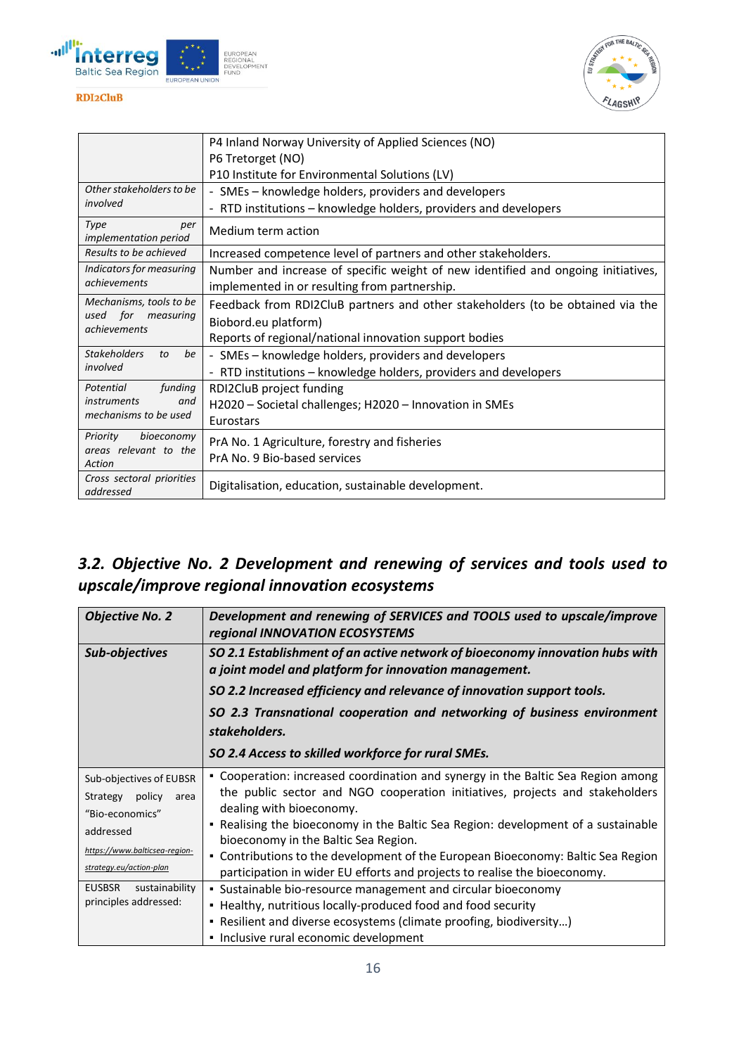|  |  |
|---|---|
|  | P4 Inland Norway University of Applied Sciences (NO)<br>P6 Tretorget (NO)<br>P10 Institute for Environmental Solutions (LV) |
| *Other stakeholders to be involved* | - SMEs – knowledge holders, providers and developers<br>- RTD institutions – knowledge holders, providers and developers |
| *Type per implementation period* | Medium term action |
| *Results to be achieved* | Increased competence level of partners and other stakeholders. |
| *Indicators for measuring achievements* | Number and increase of specific weight of new identified and ongoing initiatives, implemented in or resulting from partnership. |
| *Mechanisms, tools to be used for measuring achievements* | Feedback from RDI2CluB partners and other stakeholders (to be obtained via the Biobord.eu platform)<br>Reports of regional/national innovation support bodies |
| *Stakeholders to be involved* | - SMEs – knowledge holders, providers and developers<br>- RTD institutions – knowledge holders, providers and developers |
| *Potential funding instruments and mechanisms to be used* | RDI2CluB project funding<br>H2020 – Societal challenges; H2020 – Innovation in SMEs<br>Eurostars |
| *Priority bioeconomy areas relevant to the Action* | PrA No. 1 Agriculture, forestry and fisheries<br>PrA No. 9 Bio-based services |
| *Cross sectoral priorities addressed* | Digitalisation, education, sustainable development. |

## *3.2. Objective No. 2 Development and renewing of services and tools used to upscale/improve regional innovation ecosystems*

| ***Objective No. 2*** | ***Development and renewing of SERVICES and TOOLS used to upscale/improve regional INNOVATION ECOSYSTEMS*** |
|---|---|
| ***Sub-objectives*** | ***SO 2.1 Establishment of an active network of bioeconomy innovation hubs with a joint model and platform for innovation management.***<br>***SO 2.2 Increased efficiency and relevance of innovation support tools.***<br>***SO 2.3 Transnational cooperation and networking of business environment stakeholders.***<br>***SO 2.4 Access to skilled workforce for rural SMEs.*** |
| Sub-objectives of EUBSR Strategy policy area "Bio-economics" addressed<br>https://www.balticsea-region-strategy.eu/action-plan | ▪ Cooperation: increased coordination and synergy in the Baltic Sea Region among the public sector and NGO cooperation initiatives, projects and stakeholders dealing with bioeconomy.<br>▪ Realising the bioeconomy in the Baltic Sea Region: development of a sustainable bioeconomy in the Baltic Sea Region.<br>▪ Contributions to the development of the European Bioeconomy: Baltic Sea Region participation in wider EU efforts and projects to realise the bioeconomy. |
| EUBSR sustainability principles addressed: | ▪ Sustainable bio-resource management and circular bioeconomy<br>▪ Healthy, nutritious locally-produced food and food security<br>▪ Resilient and diverse ecosystems (climate proofing, biodiversity…)<br>▪ Inclusive rural economic development |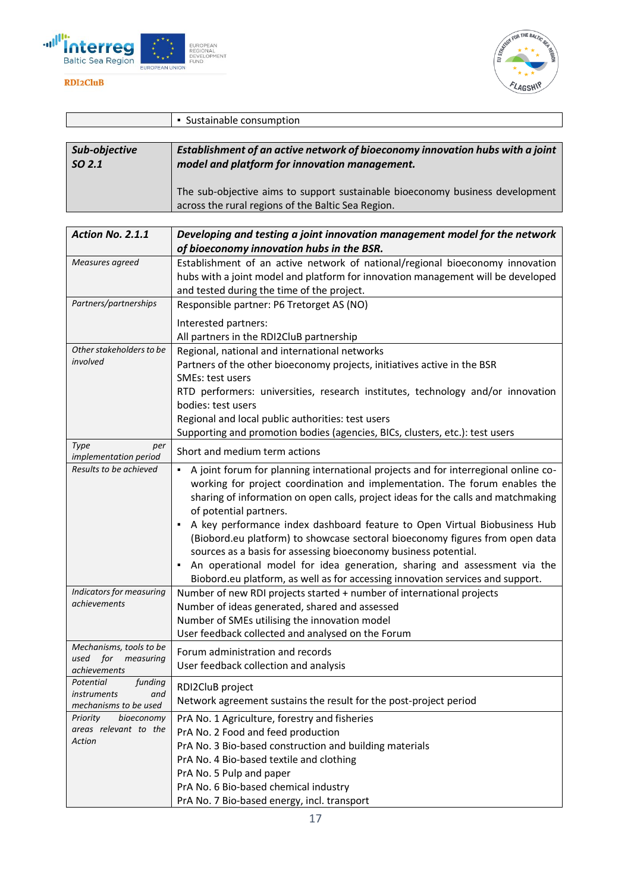| | ▪ Sustainable consumption |
|---|---|

| ***Sub-objective SO 2.1*** | ***Establishment of an active network of bioeconomy innovation hubs with a joint model and platform for innovation management.*** <br><br> The sub-objective aims to support sustainable bioeconomy business development across the rural regions of the Baltic Sea Region. |
|---|---|

| ***Action No. 2.1.1*** | ***Developing and testing a joint innovation management model for the network of bioeconomy innovation hubs in the BSR.*** |
|---|---|
| *Measures agreed* | Establishment of an active network of national/regional bioeconomy innovation hubs with a joint model and platform for innovation management will be developed and tested during the time of the project. |
| *Partners/partnerships* | Responsible partner: P6 Tretorget AS (NO) <br><br> Interested partners: <br> All partners in the RDI2CluB partnership |
| *Other stakeholders to be involved* | Regional, national and international networks <br> Partners of the other bioeconomy projects, initiatives active in the BSR <br> SMEs: test users <br> RTD performers: universities, research institutes, technology and/or innovation bodies: test users <br> Regional and local public authorities: test users <br> Supporting and promotion bodies (agencies, BICs, clusters, etc.): test users |
| *Type per implementation period* | Short and medium term actions |
| *Results to be achieved* | ▪ A joint forum for planning international projects and for interregional online co-working for project coordination and implementation. The forum enables the sharing of information on open calls, project ideas for the calls and matchmaking of potential partners. <br> ▪ A key performance index dashboard feature to Open Virtual Biobusiness Hub (Biobord.eu platform) to showcase sectoral bioeconomy figures from open data sources as a basis for assessing bioeconomy business potential. <br> ▪ An operational model for idea generation, sharing and assessment via the Biobord.eu platform, as well as for accessing innovation services and support. |
| *Indicators for measuring achievements* | Number of new RDI projects started + number of international projects <br> Number of ideas generated, shared and assessed <br> Number of SMEs utilising the innovation model <br> User feedback collected and analysed on the Forum |
| *Mechanisms, tools to be used for measuring achievements* | Forum administration and records <br> User feedback collection and analysis |
| *Potential funding instruments and mechanisms to be used* | RDI2CluB project <br> Network agreement sustains the result for the post-project period |
| *Priority bioeconomy areas relevant to the Action* | PrA No. 1 Agriculture, forestry and fisheries <br> PrA No. 2 Food and feed production <br> PrA No. 3 Bio-based construction and building materials <br> PrA No. 4 Bio-based textile and clothing <br> PrA No. 5 Pulp and paper <br> PrA No. 6 Bio-based chemical industry <br> PrA No. 7 Bio-based energy, incl. transport |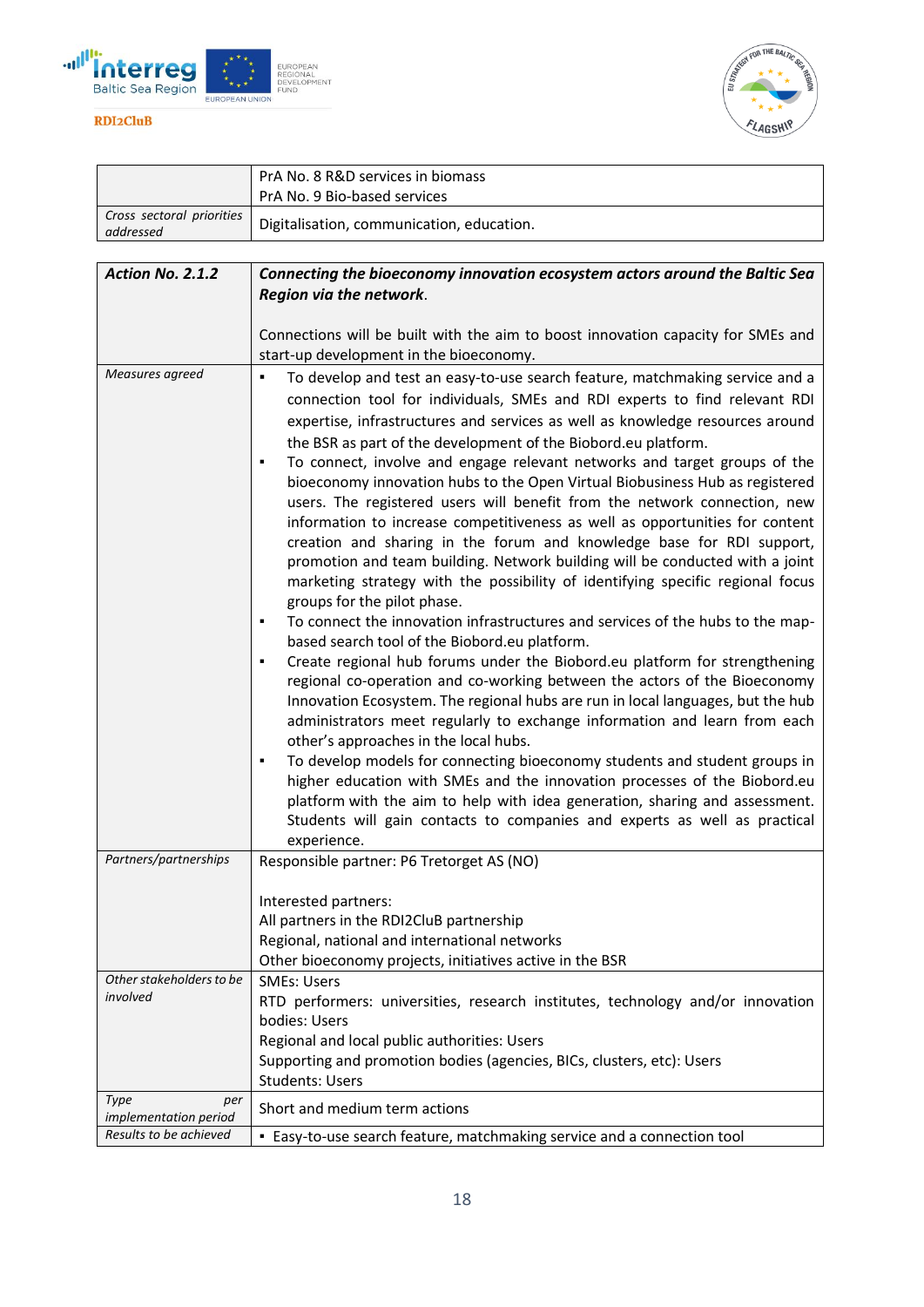| | |
|---|---|
| | PrA No. 8 R&D services in biomass<br>PrA No. 9 Bio-based services |
| *Cross sectoral priorities addressed* | Digitalisation, communication, education. |

| ***Action No. 2.1.2*** | ***Connecting the bioeconomy innovation ecosystem actors around the Baltic Sea Region via the network*.**<br><br>Connections will be built with the aim to boost innovation capacity for SMEs and start-up development in the bioeconomy. |
|---|---|
| *Measures agreed* | ▪ To develop and test an easy-to-use search feature, matchmaking service and a connection tool for individuals, SMEs and RDI experts to find relevant RDI expertise, infrastructures and services as well as knowledge resources around the BSR as part of the development of the Biobord.eu platform.<br>▪ To connect, involve and engage relevant networks and target groups of the bioeconomy innovation hubs to the Open Virtual Biobusiness Hub as registered users. The registered users will benefit from the network connection, new information to increase competitiveness as well as opportunities for content creation and sharing in the forum and knowledge base for RDI support, promotion and team building. Network building will be conducted with a joint marketing strategy with the possibility of identifying specific regional focus groups for the pilot phase.<br>▪ To connect the innovation infrastructures and services of the hubs to the map-based search tool of the Biobord.eu platform.<br>▪ Create regional hub forums under the Biobord.eu platform for strengthening regional co-operation and co-working between the actors of the Bioeconomy Innovation Ecosystem. The regional hubs are run in local languages, but the hub administrators meet regularly to exchange information and learn from each other's approaches in the local hubs.<br>▪ To develop models for connecting bioeconomy students and student groups in higher education with SMEs and the innovation processes of the Biobord.eu platform with the aim to help with idea generation, sharing and assessment. Students will gain contacts to companies and experts as well as practical experience. |
| *Partners/partnerships* | Responsible partner: P6 Tretorget AS (NO)<br><br>Interested partners:<br>All partners in the RDI2CluB partnership<br>Regional, national and international networks<br>Other bioeconomy projects, initiatives active in the BSR |
| *Other stakeholders to be involved* | SMEs: Users<br>RTD performers: universities, research institutes, technology and/or innovation bodies: Users<br>Regional and local public authorities: Users<br>Supporting and promotion bodies (agencies, BICs, clusters, etc): Users<br>Students: Users |
| *Type per implementation period* | Short and medium term actions |
| *Results to be achieved* | ▪ Easy-to-use search feature, matchmaking service and a connection tool |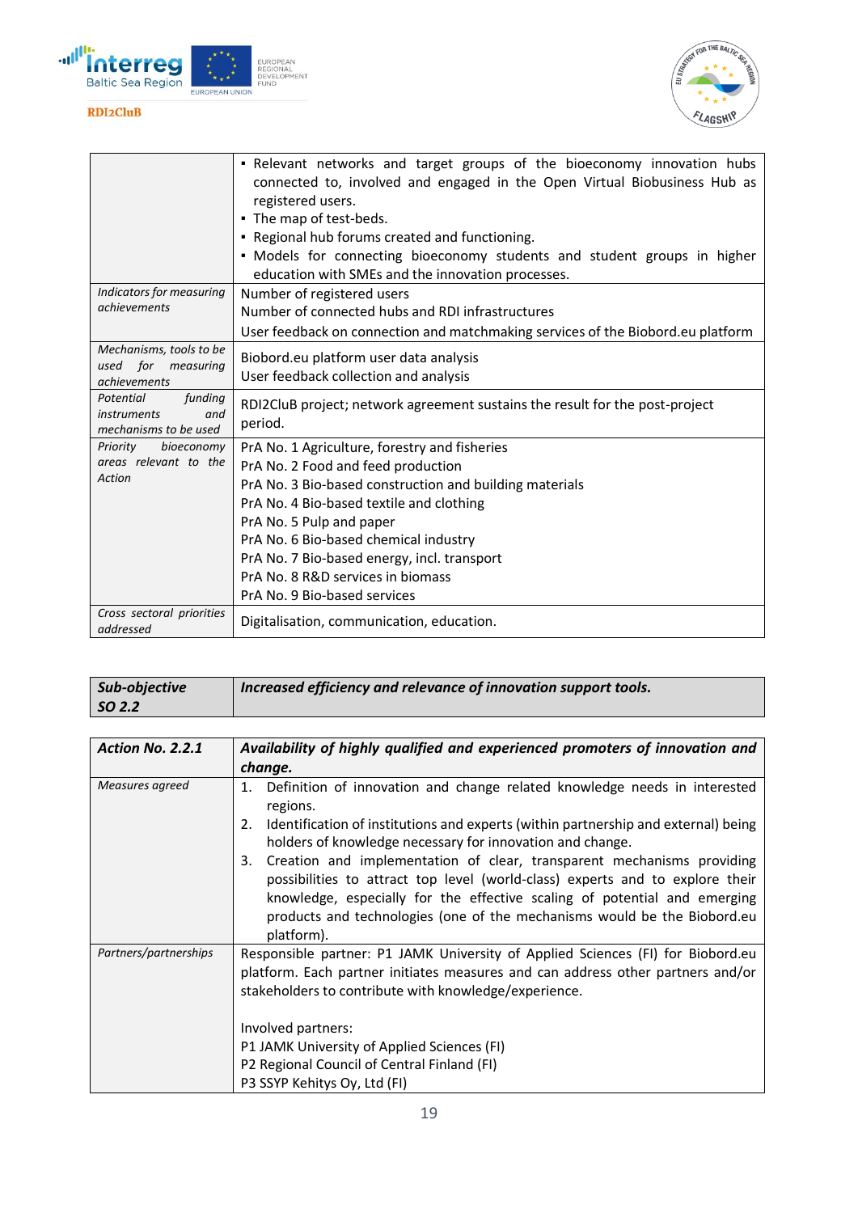| | |
|---|---|
| | ▪ Relevant networks and target groups of the bioeconomy innovation hubs connected to, involved and engaged in the Open Virtual Biobusiness Hub as registered users.<br>▪ The map of test-beds.<br>▪ Regional hub forums created and functioning.<br>▪ Models for connecting bioeconomy students and student groups in higher education with SMEs and the innovation processes. |
| *Indicators for measuring achievements* | Number of registered users<br>Number of connected hubs and RDI infrastructures<br>User feedback on connection and matchmaking services of the Biobord.eu platform |
| *Mechanisms, tools to be used for measuring achievements* | Biobord.eu platform user data analysis<br>User feedback collection and analysis |
| *Potential funding instruments and mechanisms to be used* | RDI2CluB project; network agreement sustains the result for the post-project period. |
| *Priority bioeconomy areas relevant to the Action* | PrA No. 1 Agriculture, forestry and fisheries<br>PrA No. 2 Food and feed production<br>PrA No. 3 Bio-based construction and building materials<br>PrA No. 4 Bio-based textile and clothing<br>PrA No. 5 Pulp and paper<br>PrA No. 6 Bio-based chemical industry<br>PrA No. 7 Bio-based energy, incl. transport<br>PrA No. 8 R&D services in biomass<br>PrA No. 9 Bio-based services |
| *Cross sectoral priorities addressed* | Digitalisation, communication, education. |

| ***Sub-objective SO 2.2*** | ***Increased efficiency and relevance of innovation support tools.*** |
|---|---|

| ***Action No. 2.2.1*** | ***Availability of highly qualified and experienced promoters of innovation and change.*** |
|---|---|
| *Measures agreed* | 1. Definition of innovation and change related knowledge needs in interested regions.<br>2. Identification of institutions and experts (within partnership and external) being holders of knowledge necessary for innovation and change.<br>3. Creation and implementation of clear, transparent mechanisms providing possibilities to attract top level (world-class) experts and to explore their knowledge, especially for the effective scaling of potential and emerging products and technologies (one of the mechanisms would be the Biobord.eu platform). |
| *Partners/partnerships* | Responsible partner: P1 JAMK University of Applied Sciences (FI) for Biobord.eu platform. Each partner initiates measures and can address other partners and/or stakeholders to contribute with knowledge/experience.<br><br>Involved partners:<br>P1 JAMK University of Applied Sciences (FI)<br>P2 Regional Council of Central Finland (FI)<br>P3 SSYP Kehitys Oy, Ltd (FI) |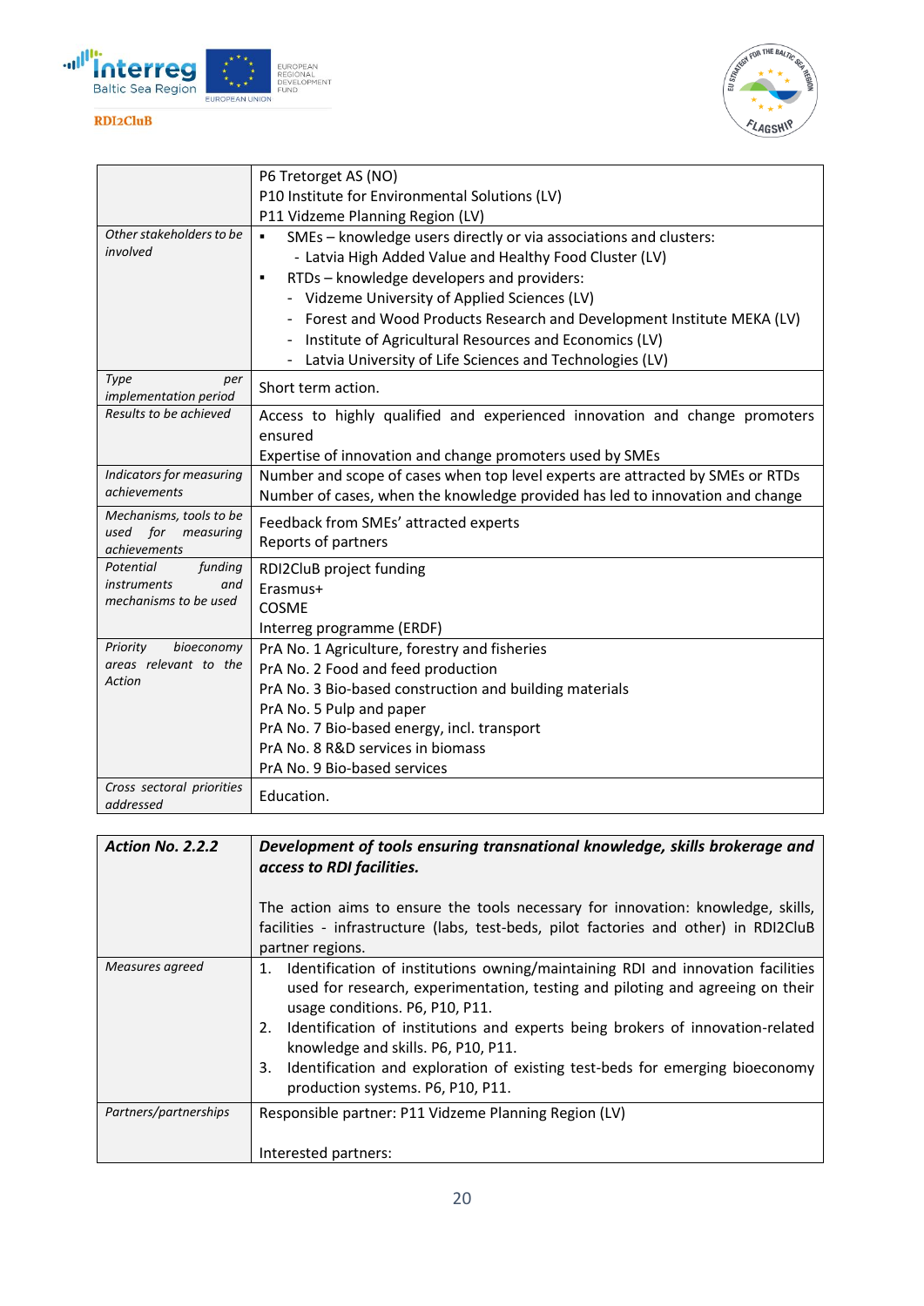| | |
|---|---|
| | P6 Tretorget AS (NO)<br>P10 Institute for Environmental Solutions (LV)<br>P11 Vidzeme Planning Region (LV) |
| *Other stakeholders to be involved* | ▪ SMEs – knowledge users directly or via associations and clusters:<br>- Latvia High Added Value and Healthy Food Cluster (LV)<br>▪ RTDs – knowledge developers and providers:<br>- Vidzeme University of Applied Sciences (LV)<br>- Forest and Wood Products Research and Development Institute MEKA (LV)<br>- Institute of Agricultural Resources and Economics (LV)<br>- Latvia University of Life Sciences and Technologies (LV) |
| *Type per implementation period* | Short term action. |
| *Results to be achieved* | Access to highly qualified and experienced innovation and change promoters ensured<br>Expertise of innovation and change promoters used by SMEs |
| *Indicators for measuring achievements* | Number and scope of cases when top level experts are attracted by SMEs or RTDs<br>Number of cases, when the knowledge provided has led to innovation and change |
| *Mechanisms, tools to be used for measuring achievements* | Feedback from SMEs' attracted experts<br>Reports of partners |
| *Potential funding instruments and mechanisms to be used* | RDI2CluB project funding<br>Erasmus+<br>COSME<br>Interreg programme (ERDF) |
| *Priority bioeconomy areas relevant to the Action* | PrA No. 1 Agriculture, forestry and fisheries<br>PrA No. 2 Food and feed production<br>PrA No. 3 Bio-based construction and building materials<br>PrA No. 5 Pulp and paper<br>PrA No. 7 Bio-based energy, incl. transport<br>PrA No. 8 R&D services in biomass<br>PrA No. 9 Bio-based services |
| *Cross sectoral priorities addressed* | Education. |

| ***Action No. 2.2.2*** | ***Development of tools ensuring transnational knowledge, skills brokerage and access to RDI facilities.***<br><br>The action aims to ensure the tools necessary for innovation: knowledge, skills, facilities - infrastructure (labs, test-beds, pilot factories and other) in RDI2CluB partner regions. |
|---|---|
| *Measures agreed* | 1. Identification of institutions owning/maintaining RDI and innovation facilities used for research, experimentation, testing and piloting and agreeing on their usage conditions. P6, P10, P11.<br>2. Identification of institutions and experts being brokers of innovation-related knowledge and skills. P6, P10, P11.<br>3. Identification and exploration of existing test-beds for emerging bioeconomy production systems. P6, P10, P11. |
| *Partners/partnerships* | Responsible partner: P11 Vidzeme Planning Region (LV)<br><br>Interested partners: |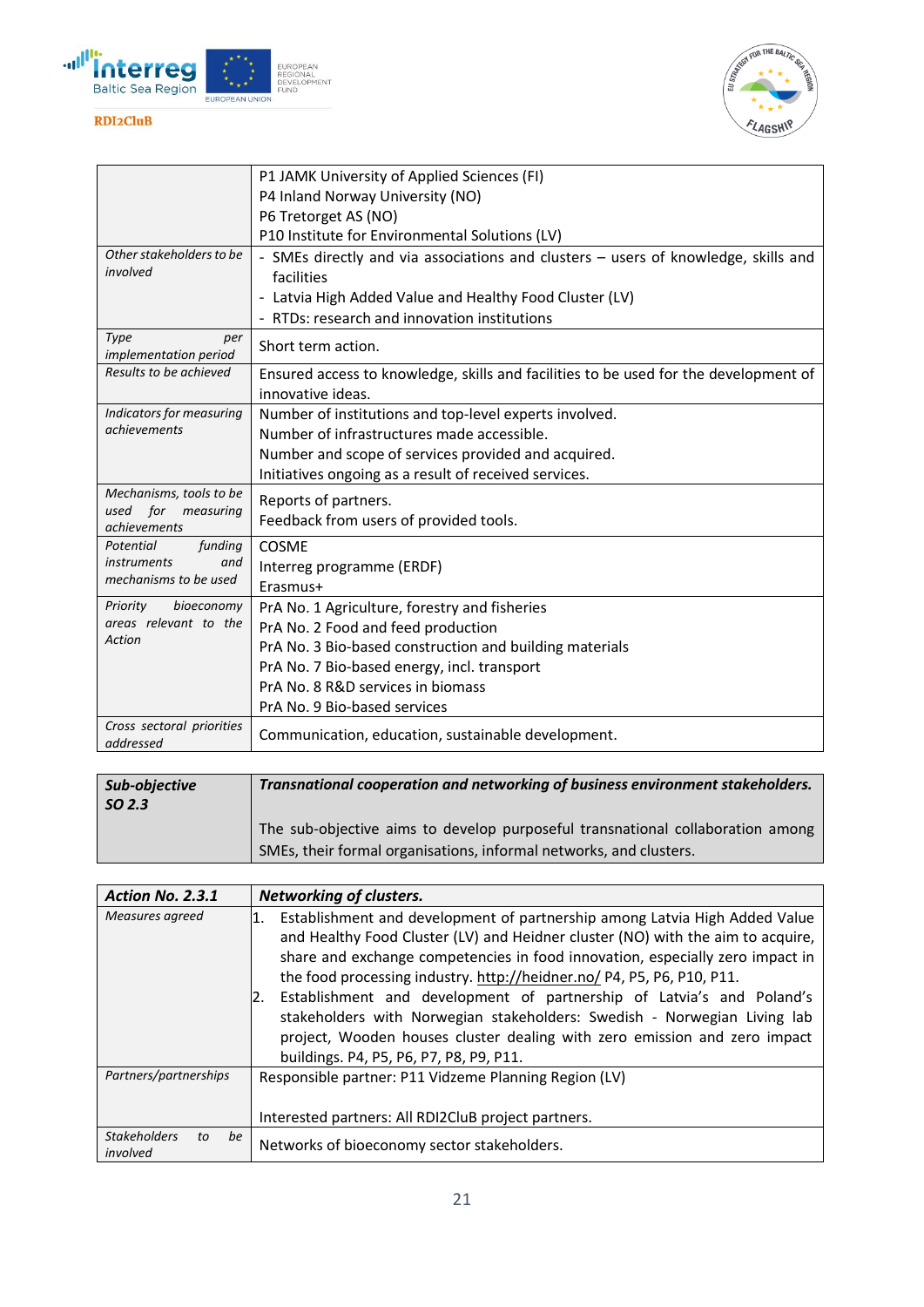| | |
|---|---|
| | P1 JAMK University of Applied Sciences (FI)<br>P4 Inland Norway University (NO)<br>P6 Tretorget AS (NO)<br>P10 Institute for Environmental Solutions (LV) |
| *Other stakeholders to be involved* | - SMEs directly and via associations and clusters – users of knowledge, skills and facilities<br>- Latvia High Added Value and Healthy Food Cluster (LV)<br>- RTDs: research and innovation institutions |
| *Type per implementation period* | Short term action. |
| *Results to be achieved* | Ensured access to knowledge, skills and facilities to be used for the development of innovative ideas. |
| *Indicators for measuring achievements* | Number of institutions and top-level experts involved.<br>Number of infrastructures made accessible.<br>Number and scope of services provided and acquired.<br>Initiatives ongoing as a result of received services. |
| *Mechanisms, tools to be used for measuring achievements* | Reports of partners.<br>Feedback from users of provided tools. |
| *Potential funding instruments and mechanisms to be used* | COSME<br>Interreg programme (ERDF)<br>Erasmus+ |
| *Priority bioeconomy areas relevant to the Action* | PrA No. 1 Agriculture, forestry and fisheries<br>PrA No. 2 Food and feed production<br>PrA No. 3 Bio-based construction and building materials<br>PrA No. 7 Bio-based energy, incl. transport<br>PrA No. 8 R&D services in biomass<br>PrA No. 9 Bio-based services |
| *Cross sectoral priorities addressed* | Communication, education, sustainable development. |

| ***Sub-objective SO 2.3*** | ***Transnational cooperation and networking of business environment stakeholders.***<br><br>The sub-objective aims to develop purposeful transnational collaboration among SMEs, their formal organisations, informal networks, and clusters. |
|---|---|

| ***Action No. 2.3.1*** | ***Networking of clusters.*** |
|---|---|
| *Measures agreed* | 1. Establishment and development of partnership among Latvia High Added Value and Healthy Food Cluster (LV) and Heidner cluster (NO) with the aim to acquire, share and exchange competencies in food innovation, especially zero impact in the food processing industry. http://heidner.no/ P4, P5, P6, P10, P11.<br>2. Establishment and development of partnership of Latvia's and Poland's stakeholders with Norwegian stakeholders: Swedish - Norwegian Living lab project, Wooden houses cluster dealing with zero emission and zero impact buildings. P4, P5, P6, P7, P8, P9, P11. |
| *Partners/partnerships* | Responsible partner: P11 Vidzeme Planning Region (LV)<br><br>Interested partners: All RDI2CluB project partners. |
| *Stakeholders to be involved* | Networks of bioeconomy sector stakeholders. |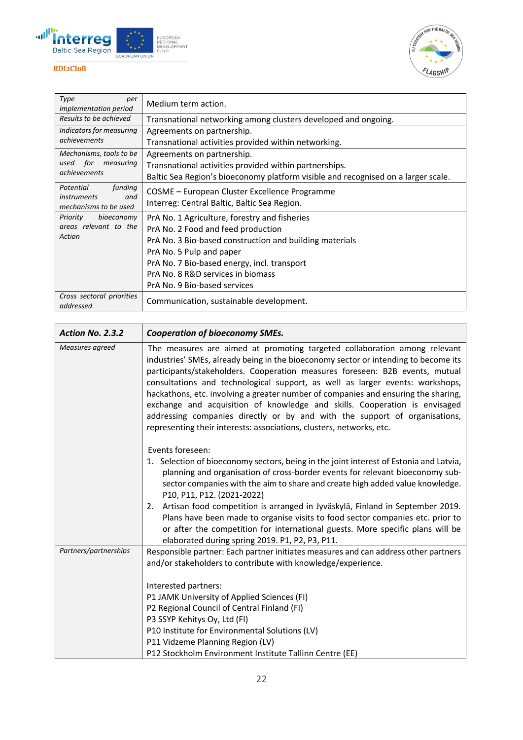| *Type per implementation period* | Medium term action. |
|---|---|
| *Results to be achieved* | Transnational networking among clusters developed and ongoing. |
| *Indicators for measuring achievements* | Agreements on partnership.<br>Transnational activities provided within networking. |
| *Mechanisms, tools to be used for measuring achievements* | Agreements on partnership.<br>Transnational activities provided within partnerships.<br>Baltic Sea Region's bioeconomy platform visible and recognised on a larger scale. |
| *Potential funding instruments and mechanisms to be used* | COSME – European Cluster Excellence Programme<br>Interreg: Central Baltic, Baltic Sea Region. |
| *Priority bioeconomy areas relevant to the Action* | PrA No. 1 Agriculture, forestry and fisheries<br>PrA No. 2 Food and feed production<br>PrA No. 3 Bio-based construction and building materials<br>PrA No. 5 Pulp and paper<br>PrA No. 7 Bio-based energy, incl. transport<br>PrA No. 8 R&D services in biomass<br>PrA No. 9 Bio-based services |
| *Cross sectoral priorities addressed* | Communication, sustainable development. |

| ***Action No. 2.3.2*** | ***Cooperation of bioeconomy SMEs.*** |
|---|---|
| *Measures agreed* | The measures are aimed at promoting targeted collaboration among relevant industries' SMEs, already being in the bioeconomy sector or intending to become its participants/stakeholders. Cooperation measures foreseen: B2B events, mutual consultations and technological support, as well as larger events: workshops, hackathons, etc. involving a greater number of companies and ensuring the sharing, exchange and acquisition of knowledge and skills. Cooperation is envisaged addressing companies directly or by and with the support of organisations, representing their interests: associations, clusters, networks, etc.<br><br>Events foreseen:<br>1. Selection of bioeconomy sectors, being in the joint interest of Estonia and Latvia, planning and organisation of cross-border events for relevant bioeconomy sub-sector companies with the aim to share and create high added value knowledge. P10, P11, P12. (2021-2022)<br>2. Artisan food competition is arranged in Jyväskylä, Finland in September 2019. Plans have been made to organise visits to food sector companies etc. prior to or after the competition for international guests. More specific plans will be elaborated during spring 2019. P1, P2, P3, P11. |
| *Partners/partnerships* | Responsible partner: Each partner initiates measures and can address other partners and/or stakeholders to contribute with knowledge/experience.<br><br>Interested partners:<br>P1 JAMK University of Applied Sciences (FI)<br>P2 Regional Council of Central Finland (FI)<br>P3 SSYP Kehitys Oy, Ltd (FI)<br>P10 Institute for Environmental Solutions (LV)<br>P11 Vidzeme Planning Region (LV)<br>P12 Stockholm Environment Institute Tallinn Centre (EE) |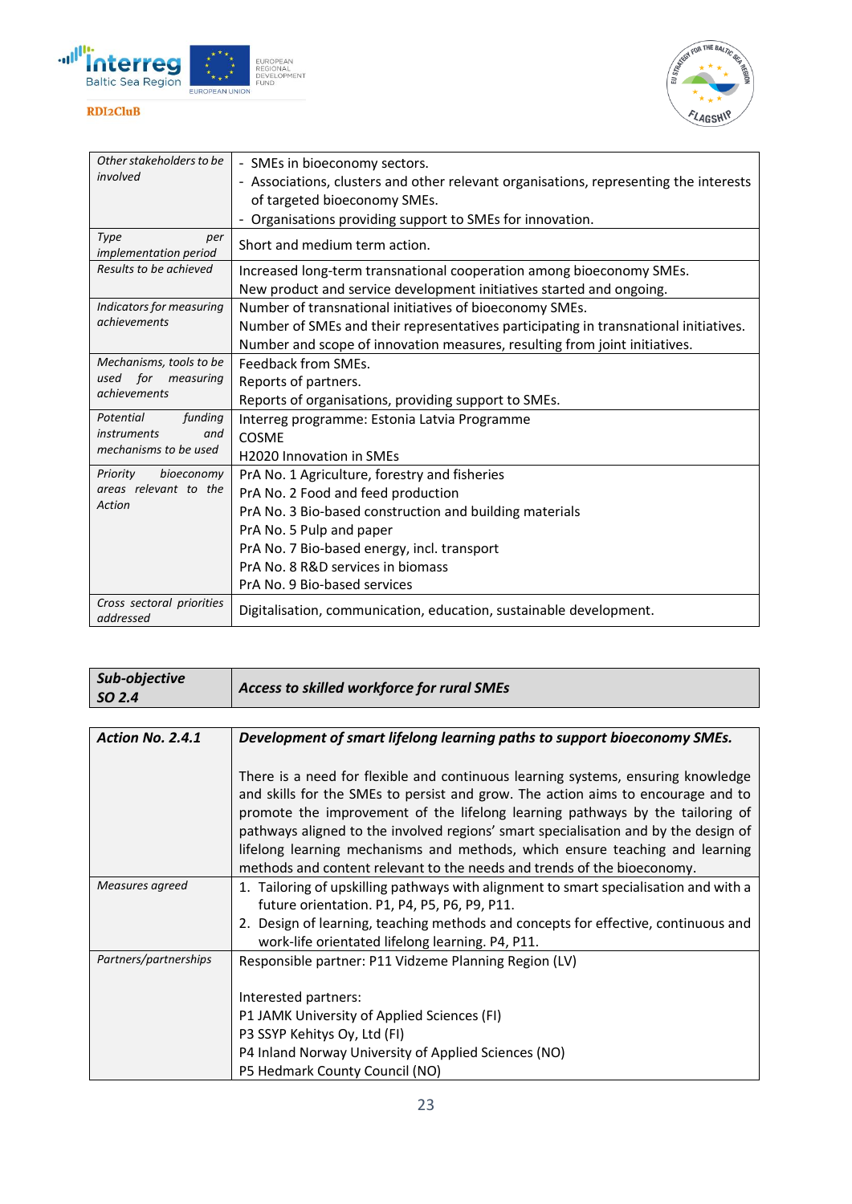| | |
|---|---|
| *Other stakeholders to be involved* | - SMEs in bioeconomy sectors.<br>- Associations, clusters and other relevant organisations, representing the interests of targeted bioeconomy SMEs.<br>- Organisations providing support to SMEs for innovation. |
| *Type per implementation period* | Short and medium term action. |
| *Results to be achieved* | Increased long-term transnational cooperation among bioeconomy SMEs.<br>New product and service development initiatives started and ongoing. |
| *Indicators for measuring achievements* | Number of transnational initiatives of bioeconomy SMEs.<br>Number of SMEs and their representatives participating in transnational initiatives.<br>Number and scope of innovation measures, resulting from joint initiatives. |
| *Mechanisms, tools to be used for measuring achievements* | Feedback from SMEs.<br>Reports of partners.<br>Reports of organisations, providing support to SMEs. |
| *Potential funding instruments and mechanisms to be used* | Interreg programme: Estonia Latvia Programme<br>COSME<br>H2020 Innovation in SMEs |
| *Priority bioeconomy areas relevant to the Action* | PrA No. 1 Agriculture, forestry and fisheries<br>PrA No. 2 Food and feed production<br>PrA No. 3 Bio-based construction and building materials<br>PrA No. 5 Pulp and paper<br>PrA No. 7 Bio-based energy, incl. transport<br>PrA No. 8 R&D services in biomass<br>PrA No. 9 Bio-based services |
| *Cross sectoral priorities addressed* | Digitalisation, communication, education, sustainable development. |

| ***Sub-objective SO 2.4*** | ***Access to skilled workforce for rural SMEs*** |
|---|---|

| ***Action No. 2.4.1*** | ***Development of smart lifelong learning paths to support bioeconomy SMEs.***<br><br>There is a need for flexible and continuous learning systems, ensuring knowledge and skills for the SMEs to persist and grow. The action aims to encourage and to promote the improvement of the lifelong learning pathways by the tailoring of pathways aligned to the involved regions' smart specialisation and by the design of lifelong learning mechanisms and methods, which ensure teaching and learning methods and content relevant to the needs and trends of the bioeconomy. |
|---|---|
| *Measures agreed* | 1. Tailoring of upskilling pathways with alignment to smart specialisation and with a future orientation. P1, P4, P5, P6, P9, P11.<br>2. Design of learning, teaching methods and concepts for effective, continuous and work-life orientated lifelong learning. P4, P11. |
| *Partners/partnerships* | Responsible partner: P11 Vidzeme Planning Region (LV)<br><br>Interested partners:<br>P1 JAMK University of Applied Sciences (FI)<br>P3 SSYP Kehitys Oy, Ltd (FI)<br>P4 Inland Norway University of Applied Sciences (NO)<br>P5 Hedmark County Council (NO) |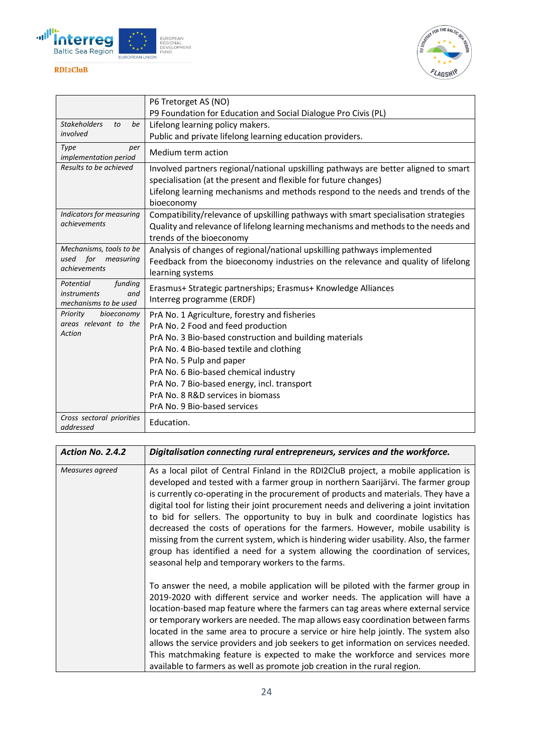| | |
|---|---|
| | P6 Tretorget AS (NO)<br>P9 Foundation for Education and Social Dialogue Pro Civis (PL) |
| *Stakeholders to be involved* | Lifelong learning policy makers.<br>Public and private lifelong learning education providers. |
| *Type per implementation period* | Medium term action |
| *Results to be achieved* | Involved partners regional/national upskilling pathways are better aligned to smart specialisation (at the present and flexible for future changes)<br>Lifelong learning mechanisms and methods respond to the needs and trends of the bioeconomy |
| *Indicators for measuring achievements* | Compatibility/relevance of upskilling pathways with smart specialisation strategies<br>Quality and relevance of lifelong learning mechanisms and methods to the needs and trends of the bioeconomy |
| *Mechanisms, tools to be used for measuring achievements* | Analysis of changes of regional/national upskilling pathways implemented<br>Feedback from the bioeconomy industries on the relevance and quality of lifelong learning systems |
| *Potential funding instruments and mechanisms to be used* | Erasmus+ Strategic partnerships; Erasmus+ Knowledge Alliances<br>Interreg programme (ERDF) |
| *Priority bioeconomy areas relevant to the Action* | PrA No. 1 Agriculture, forestry and fisheries<br>PrA No. 2 Food and feed production<br>PrA No. 3 Bio-based construction and building materials<br>PrA No. 4 Bio-based textile and clothing<br>PrA No. 5 Pulp and paper<br>PrA No. 6 Bio-based chemical industry<br>PrA No. 7 Bio-based energy, incl. transport<br>PrA No. 8 R&D services in biomass<br>PrA No. 9 Bio-based services |
| *Cross sectoral priorities addressed* | Education. |

| ***Action No. 2.4.2*** | ***Digitalisation connecting rural entrepreneurs, services and the workforce.*** |
|---|---|
| *Measures agreed* | As a local pilot of Central Finland in the RDI2CluB project, a mobile application is developed and tested with a farmer group in northern Saarijärvi. The farmer group is currently co-operating in the procurement of products and materials. They have a digital tool for listing their joint procurement needs and delivering a joint invitation to bid for sellers. The opportunity to buy in bulk and coordinate logistics has decreased the costs of operations for the farmers. However, mobile usability is missing from the current system, which is hindering wider usability. Also, the farmer group has identified a need for a system allowing the coordination of services, seasonal help and temporary workers to the farms.<br><br>To answer the need, a mobile application will be piloted with the farmer group in 2019-2020 with different service and worker needs. The application will have a location-based map feature where the farmers can tag areas where external service or temporary workers are needed. The map allows easy coordination between farms located in the same area to procure a service or hire help jointly. The system also allows the service providers and job seekers to get information on services needed. This matchmaking feature is expected to make the workforce and services more available to farmers as well as promote job creation in the rural region. |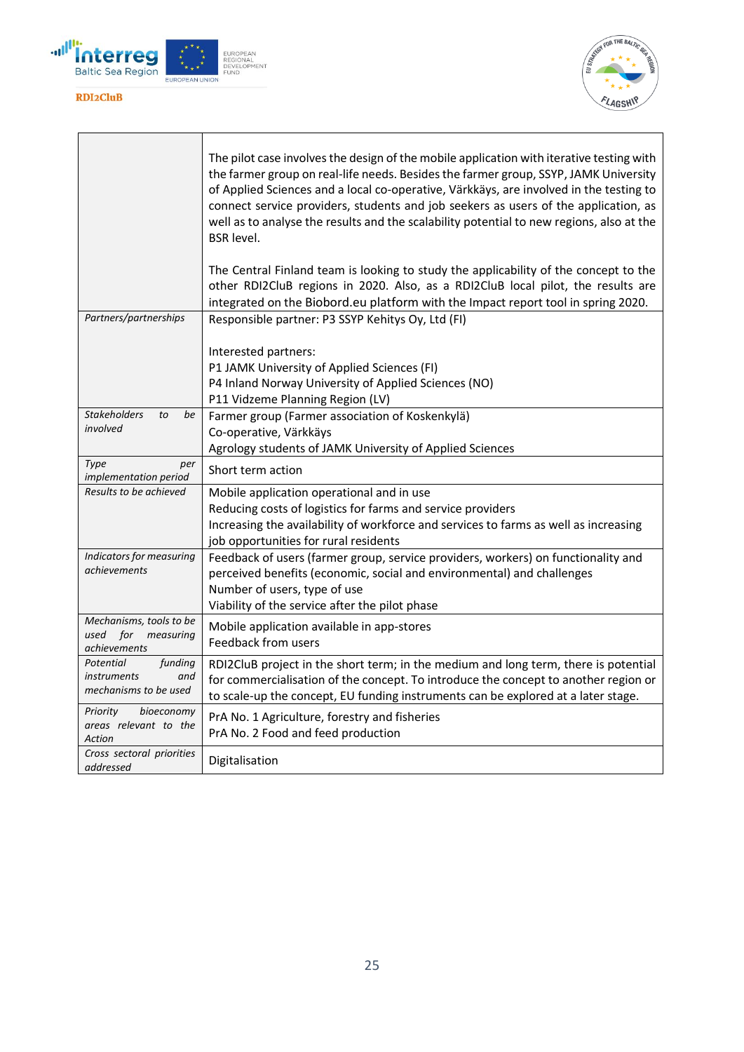| | |
|---|---|
| | The pilot case involves the design of the mobile application with iterative testing with the farmer group on real-life needs. Besides the farmer group, SSYP, JAMK University of Applied Sciences and a local co-operative, Värkkäys, are involved in the testing to connect service providers, students and job seekers as users of the application, as well as to analyse the results and the scalability potential to new regions, also at the BSR level.<br><br>The Central Finland team is looking to study the applicability of the concept to the other RDI2CluB regions in 2020. Also, as a RDI2CluB local pilot, the results are integrated on the Biobord.eu platform with the Impact report tool in spring 2020. |
| *Partners/partnerships* | Responsible partner: P3 SSYP Kehitys Oy, Ltd (FI)<br><br>Interested partners:<br>P1 JAMK University of Applied Sciences (FI)<br>P4 Inland Norway University of Applied Sciences (NO)<br>P11 Vidzeme Planning Region (LV) |
| *Stakeholders to be involved* | Farmer group (Farmer association of Koskenkylä)<br>Co-operative, Värkkäys<br>Agrology students of JAMK University of Applied Sciences |
| *Type per implementation period* | Short term action |
| *Results to be achieved* | Mobile application operational and in use<br>Reducing costs of logistics for farms and service providers<br>Increasing the availability of workforce and services to farms as well as increasing job opportunities for rural residents |
| *Indicators for measuring achievements* | Feedback of users (farmer group, service providers, workers) on functionality and perceived benefits (economic, social and environmental) and challenges<br>Number of users, type of use<br>Viability of the service after the pilot phase |
| *Mechanisms, tools to be used for measuring achievements* | Mobile application available in app-stores<br>Feedback from users |
| *Potential funding instruments and mechanisms to be used* | RDI2CluB project in the short term; in the medium and long term, there is potential for commercialisation of the concept. To introduce the concept to another region or to scale-up the concept, EU funding instruments can be explored at a later stage. |
| *Priority bioeconomy areas relevant to the Action* | PrA No. 1 Agriculture, forestry and fisheries<br>PrA No. 2 Food and feed production |
| *Cross sectoral priorities addressed* | Digitalisation |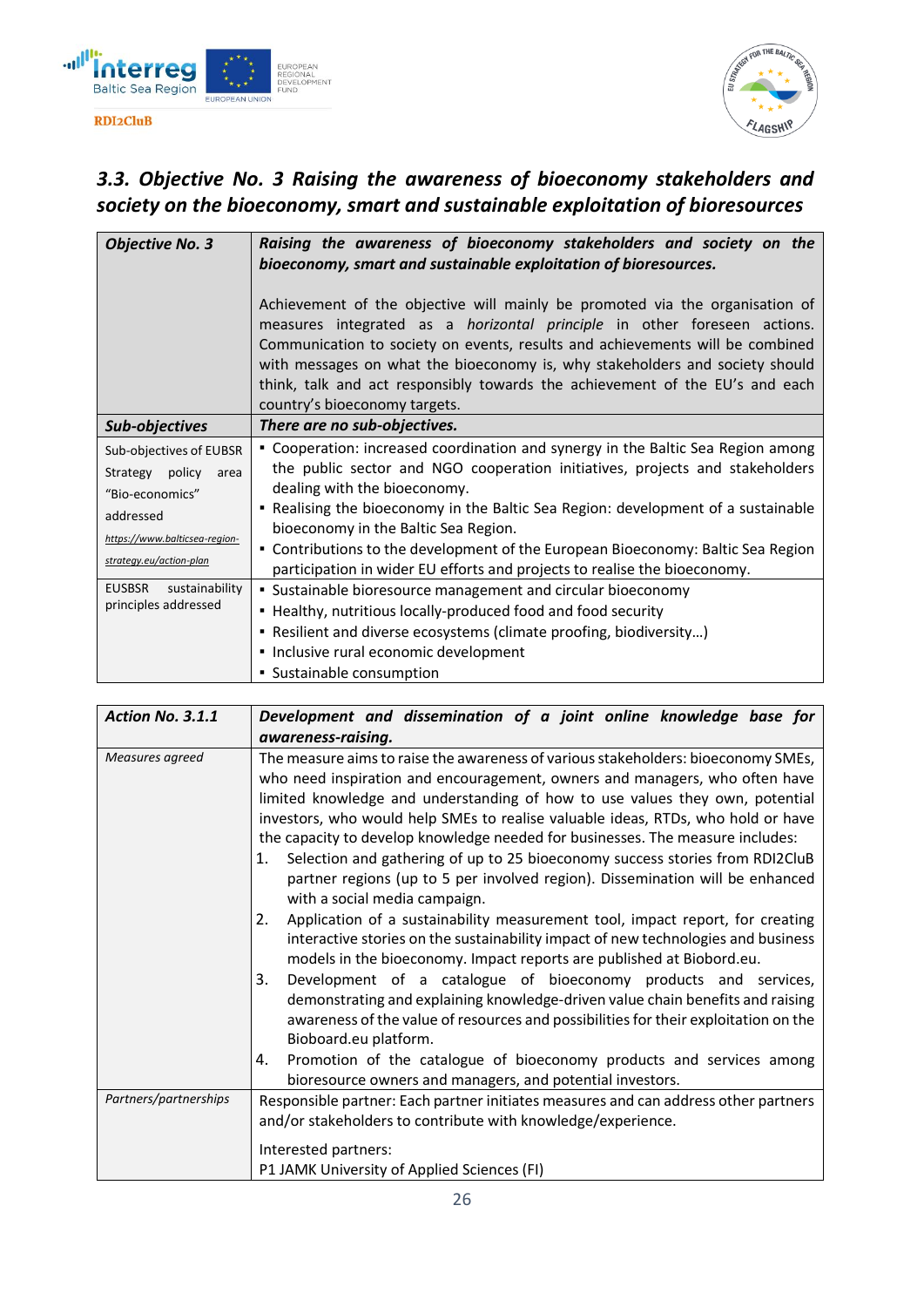### *3.3. Objective No. 3 Raising the awareness of bioeconomy stakeholders and society on the bioeconomy, smart and sustainable exploitation of bioresources*

| ***Objective No. 3*** | ***Raising the awareness of bioeconomy stakeholders and society on the bioeconomy, smart and sustainable exploitation of bioresources.*** <br><br> Achievement of the objective will mainly be promoted via the organisation of measures integrated as a *horizontal principle* in other foreseen actions. Communication to society on events, results and achievements will be combined with messages on what the bioeconomy is, why stakeholders and society should think, talk and act responsibly towards the achievement of the EU's and each country's bioeconomy targets. |
|---|---|
| ***Sub-objectives*** | ***There are no sub-objectives.*** |
| Sub-objectives of EUSBR Strategy policy area "Bio-economics" addressed <br> *https://www.balticsea-region-strategy.eu/action-plan* | ▪ Cooperation: increased coordination and synergy in the Baltic Sea Region among the public sector and NGO cooperation initiatives, projects and stakeholders dealing with the bioeconomy. <br> ▪ Realising the bioeconomy in the Baltic Sea Region: development of a sustainable bioeconomy in the Baltic Sea Region. <br> ▪ Contributions to the development of the European Bioeconomy: Baltic Sea Region participation in wider EU efforts and projects to realise the bioeconomy. |
| EUSBSR sustainability principles addressed | ▪ Sustainable bioresource management and circular bioeconomy <br> ▪ Healthy, nutritious locally-produced food and food security <br> ▪ Resilient and diverse ecosystems (climate proofing, biodiversity…) <br> ▪ Inclusive rural economic development <br> ▪ Sustainable consumption |

| ***Action No. 3.1.1*** | ***Development and dissemination of a joint online knowledge base for awareness-raising.*** |
|---|---|
| *Measures agreed* | The measure aims to raise the awareness of various stakeholders: bioeconomy SMEs, who need inspiration and encouragement, owners and managers, who often have limited knowledge and understanding of how to use values they own, potential investors, who would help SMEs to realise valuable ideas, RTDs, who hold or have the capacity to develop knowledge needed for businesses. The measure includes: <br> 1. Selection and gathering of up to 25 bioeconomy success stories from RDI2CluB partner regions (up to 5 per involved region). Dissemination will be enhanced with a social media campaign. <br> 2. Application of a sustainability measurement tool, impact report, for creating interactive stories on the sustainability impact of new technologies and business models in the bioeconomy. Impact reports are published at Biobord.eu. <br> 3. Development of a catalogue of bioeconomy products and services, demonstrating and explaining knowledge-driven value chain benefits and raising awareness of the value of resources and possibilities for their exploitation on the Bioboard.eu platform. <br> 4. Promotion of the catalogue of bioeconomy products and services among bioresource owners and managers, and potential investors. |
| *Partners/partnerships* | Responsible partner: Each partner initiates measures and can address other partners and/or stakeholders to contribute with knowledge/experience. <br><br> Interested partners: <br> P1 JAMK University of Applied Sciences (FI) |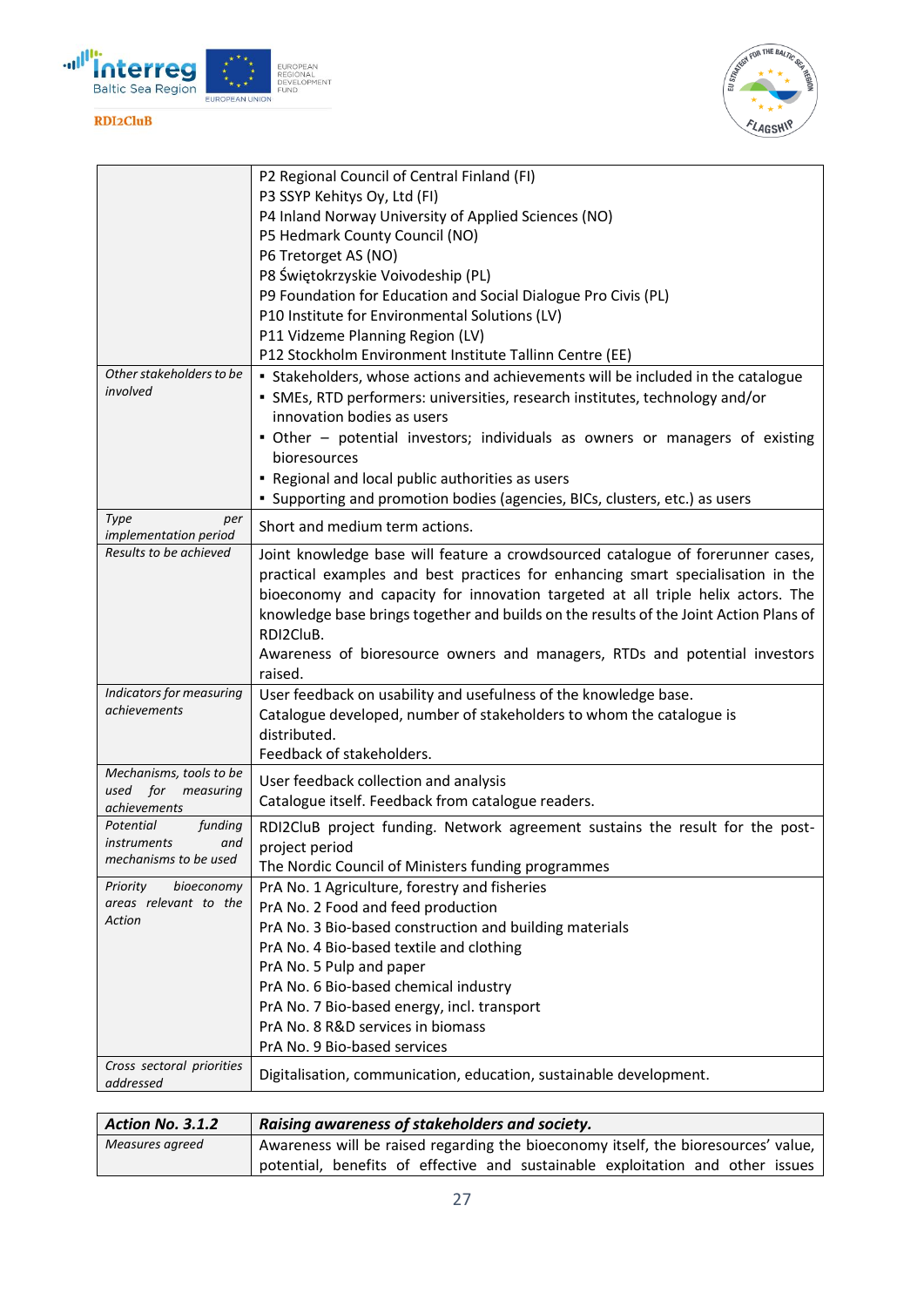| | |
|---|---|
| | P2 Regional Council of Central Finland (FI)<br>P3 SSYP Kehitys Oy, Ltd (FI)<br>P4 Inland Norway University of Applied Sciences (NO)<br>P5 Hedmark County Council (NO)<br>P6 Tretorget AS (NO)<br>P8 Świętokrzyskie Voivodeship (PL)<br>P9 Foundation for Education and Social Dialogue Pro Civis (PL)<br>P10 Institute for Environmental Solutions (LV)<br>P11 Vidzeme Planning Region (LV)<br>P12 Stockholm Environment Institute Tallinn Centre (EE) |
| *Other stakeholders to be involved* | ▪ Stakeholders, whose actions and achievements will be included in the catalogue<br>▪ SMEs, RTD performers: universities, research institutes, technology and/or innovation bodies as users<br>▪ Other – potential investors; individuals as owners or managers of existing bioresources<br>▪ Regional and local public authorities as users<br>▪ Supporting and promotion bodies (agencies, BICs, clusters, etc.) as users |
| *Type per implementation period* | Short and medium term actions. |
| *Results to be achieved* | Joint knowledge base will feature a crowdsourced catalogue of forerunner cases, practical examples and best practices for enhancing smart specialisation in the bioeconomy and capacity for innovation targeted at all triple helix actors. The knowledge base brings together and builds on the results of the Joint Action Plans of RDI2CluB.<br>Awareness of bioresource owners and managers, RTDs and potential investors raised. |
| *Indicators for measuring achievements* | User feedback on usability and usefulness of the knowledge base.<br>Catalogue developed, number of stakeholders to whom the catalogue is distributed.<br>Feedback of stakeholders. |
| *Mechanisms, tools to be used for measuring achievements* | User feedback collection and analysis<br>Catalogue itself. Feedback from catalogue readers. |
| *Potential funding instruments and mechanisms to be used* | RDI2CluB project funding. Network agreement sustains the result for the post-project period<br>The Nordic Council of Ministers funding programmes |
| *Priority bioeconomy areas relevant to the Action* | PrA No. 1 Agriculture, forestry and fisheries<br>PrA No. 2 Food and feed production<br>PrA No. 3 Bio-based construction and building materials<br>PrA No. 4 Bio-based textile and clothing<br>PrA No. 5 Pulp and paper<br>PrA No. 6 Bio-based chemical industry<br>PrA No. 7 Bio-based energy, incl. transport<br>PrA No. 8 R&D services in biomass<br>PrA No. 9 Bio-based services |
| *Cross sectoral priorities addressed* | Digitalisation, communication, education, sustainable development. |

| ***Action No. 3.1.2*** | ***Raising awareness of stakeholders and society.*** |
|---|---|
| *Measures agreed* | Awareness will be raised regarding the bioeconomy itself, the bioresources' value, potential, benefits of effective and sustainable exploitation and other issues |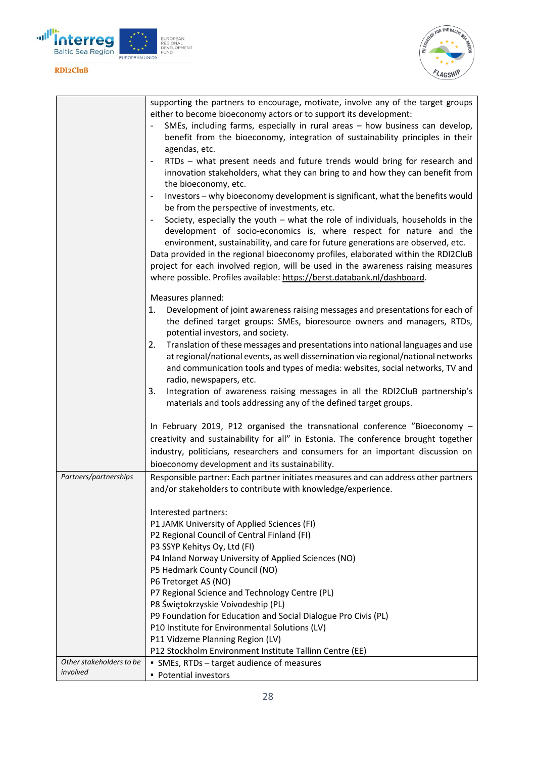| | |
|---|---|
| | supporting the partners to encourage, motivate, involve any of the target groups either to become bioeconomy actors or to support its development:<br>- SMEs, including farms, especially in rural areas – how business can develop, benefit from the bioeconomy, integration of sustainability principles in their agendas, etc.<br>- RTDs – what present needs and future trends would bring for research and innovation stakeholders, what they can bring to and how they can benefit from the bioeconomy, etc.<br>- Investors – why bioeconomy development is significant, what the benefits would be from the perspective of investments, etc.<br>- Society, especially the youth – what the role of individuals, households in the development of socio-economics is, where respect for nature and the environment, sustainability, and care for future generations are observed, etc.<br>Data provided in the regional bioeconomy profiles, elaborated within the RDI2CluB project for each involved region, will be used in the awareness raising measures where possible. Profiles available: https://berst.databank.nl/dashboard.<br><br>Measures planned:<br>1. Development of joint awareness raising messages and presentations for each of the defined target groups: SMEs, bioresource owners and managers, RTDs, potential investors, and society.<br>2. Translation of these messages and presentations into national languages and use at regional/national events, as well dissemination via regional/national networks and communication tools and types of media: websites, social networks, TV and radio, newspapers, etc.<br>3. Integration of awareness raising messages in all the RDI2CluB partnership's materials and tools addressing any of the defined target groups.<br><br>In February 2019, P12 organised the transnational conference "Bioeconomy – creativity and sustainability for all" in Estonia. The conference brought together industry, politicians, researchers and consumers for an important discussion on bioeconomy development and its sustainability. |
| *Partners/partnerships* | Responsible partner: Each partner initiates measures and can address other partners and/or stakeholders to contribute with knowledge/experience.<br><br>Interested partners:<br>P1 JAMK University of Applied Sciences (FI)<br>P2 Regional Council of Central Finland (FI)<br>P3 SSYP Kehitys Oy, Ltd (FI)<br>P4 Inland Norway University of Applied Sciences (NO)<br>P5 Hedmark County Council (NO)<br>P6 Tretorget AS (NO)<br>P7 Regional Science and Technology Centre (PL)<br>P8 Świętokrzyskie Voivodeship (PL)<br>P9 Foundation for Education and Social Dialogue Pro Civis (PL)<br>P10 Institute for Environmental Solutions (LV)<br>P11 Vidzeme Planning Region (LV)<br>P12 Stockholm Environment Institute Tallinn Centre (EE) |
| *Other stakeholders to be involved* | ▪ SMEs, RTDs – target audience of measures<br>▪ Potential investors |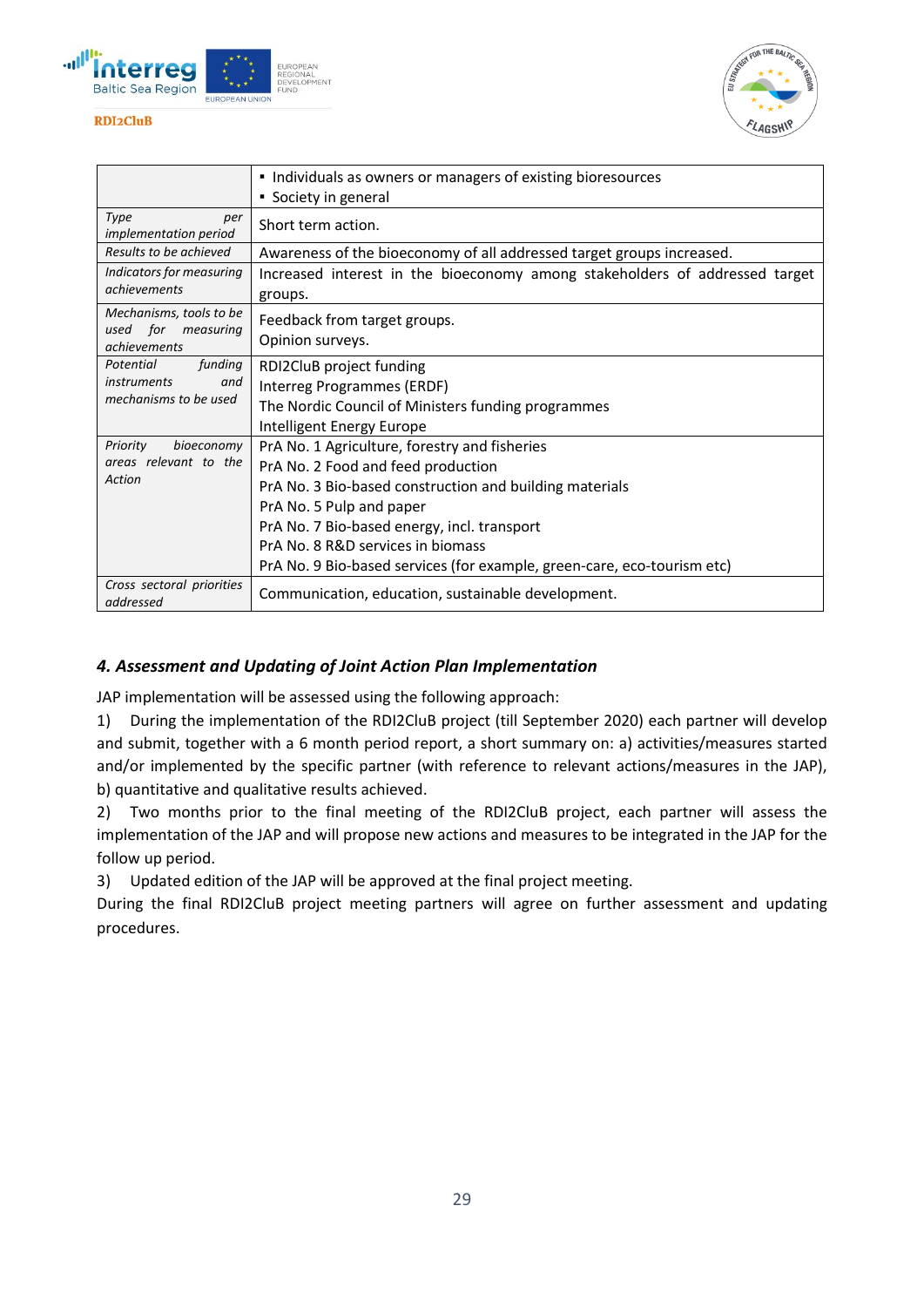| | |
|---|---|
| | ▪ Individuals as owners or managers of existing bioresources<br>▪ Society in general |
| *Type per implementation period* | Short term action. |
| *Results to be achieved* | Awareness of the bioeconomy of all addressed target groups increased. |
| *Indicators for measuring achievements* | Increased interest in the bioeconomy among stakeholders of addressed target groups. |
| *Mechanisms, tools to be used for measuring achievements* | Feedback from target groups.<br>Opinion surveys. |
| *Potential funding instruments and mechanisms to be used* | RDI2CluB project funding<br>Interreg Programmes (ERDF)<br>The Nordic Council of Ministers funding programmes<br>Intelligent Energy Europe |
| *Priority bioeconomy areas relevant to the Action* | PrA No. 1 Agriculture, forestry and fisheries<br>PrA No. 2 Food and feed production<br>PrA No. 3 Bio-based construction and building materials<br>PrA No. 5 Pulp and paper<br>PrA No. 7 Bio-based energy, incl. transport<br>PrA No. 8 R&D services in biomass<br>PrA No. 9 Bio-based services (for example, green-care, eco-tourism etc) |
| *Cross sectoral priorities addressed* | Communication, education, sustainable development. |

### *4. Assessment and Updating of Joint Action Plan Implementation*

JAP implementation will be assessed using the following approach:

1) During the implementation of the RDI2CluB project (till September 2020) each partner will develop and submit, together with a 6 month period report, a short summary on: a) activities/measures started and/or implemented by the specific partner (with reference to relevant actions/measures in the JAP), b) quantitative and qualitative results achieved.

2) Two months prior to the final meeting of the RDI2CluB project, each partner will assess the implementation of the JAP and will propose new actions and measures to be integrated in the JAP for the follow up period.

3) Updated edition of the JAP will be approved at the final project meeting.

During the final RDI2CluB project meeting partners will agree on further assessment and updating procedures.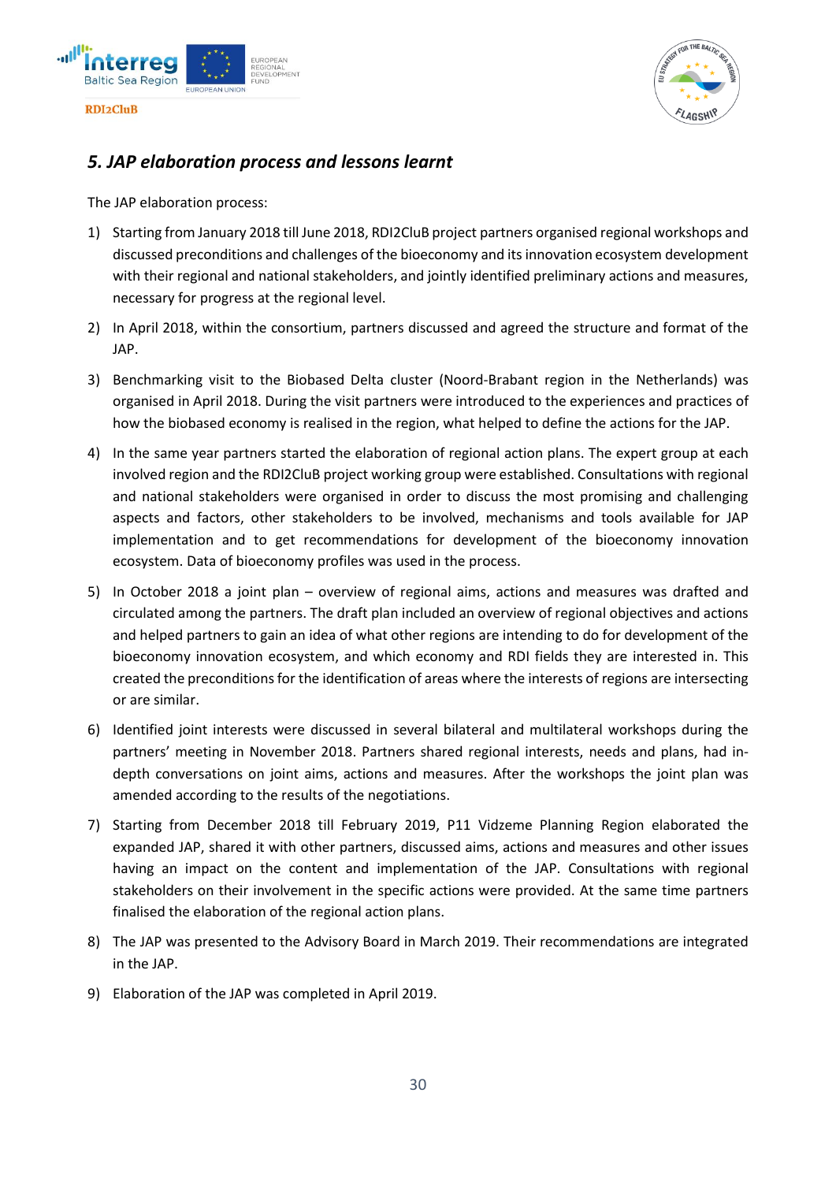## *5. JAP elaboration process and lessons learnt*

The JAP elaboration process:

1) Starting from January 2018 till June 2018, RDI2CluB project partners organised regional workshops and discussed preconditions and challenges of the bioeconomy and its innovation ecosystem development with their regional and national stakeholders, and jointly identified preliminary actions and measures, necessary for progress at the regional level.
2) In April 2018, within the consortium, partners discussed and agreed the structure and format of the JAP.
3) Benchmarking visit to the Biobased Delta cluster (Noord-Brabant region in the Netherlands) was organised in April 2018. During the visit partners were introduced to the experiences and practices of how the biobased economy is realised in the region, what helped to define the actions for the JAP.
4) In the same year partners started the elaboration of regional action plans. The expert group at each involved region and the RDI2CluB project working group were established. Consultations with regional and national stakeholders were organised in order to discuss the most promising and challenging aspects and factors, other stakeholders to be involved, mechanisms and tools available for JAP implementation and to get recommendations for development of the bioeconomy innovation ecosystem. Data of bioeconomy profiles was used in the process.
5) In October 2018 a joint plan – overview of regional aims, actions and measures was drafted and circulated among the partners. The draft plan included an overview of regional objectives and actions and helped partners to gain an idea of what other regions are intending to do for development of the bioeconomy innovation ecosystem, and which economy and RDI fields they are interested in. This created the preconditions for the identification of areas where the interests of regions are intersecting or are similar.
6) Identified joint interests were discussed in several bilateral and multilateral workshops during the partners' meeting in November 2018. Partners shared regional interests, needs and plans, had in-depth conversations on joint aims, actions and measures. After the workshops the joint plan was amended according to the results of the negotiations.
7) Starting from December 2018 till February 2019, P11 Vidzeme Planning Region elaborated the expanded JAP, shared it with other partners, discussed aims, actions and measures and other issues having an impact on the content and implementation of the JAP. Consultations with regional stakeholders on their involvement in the specific actions were provided. At the same time partners finalised the elaboration of the regional action plans.
8) The JAP was presented to the Advisory Board in March 2019. Their recommendations are integrated in the JAP.
9) Elaboration of the JAP was completed in April 2019.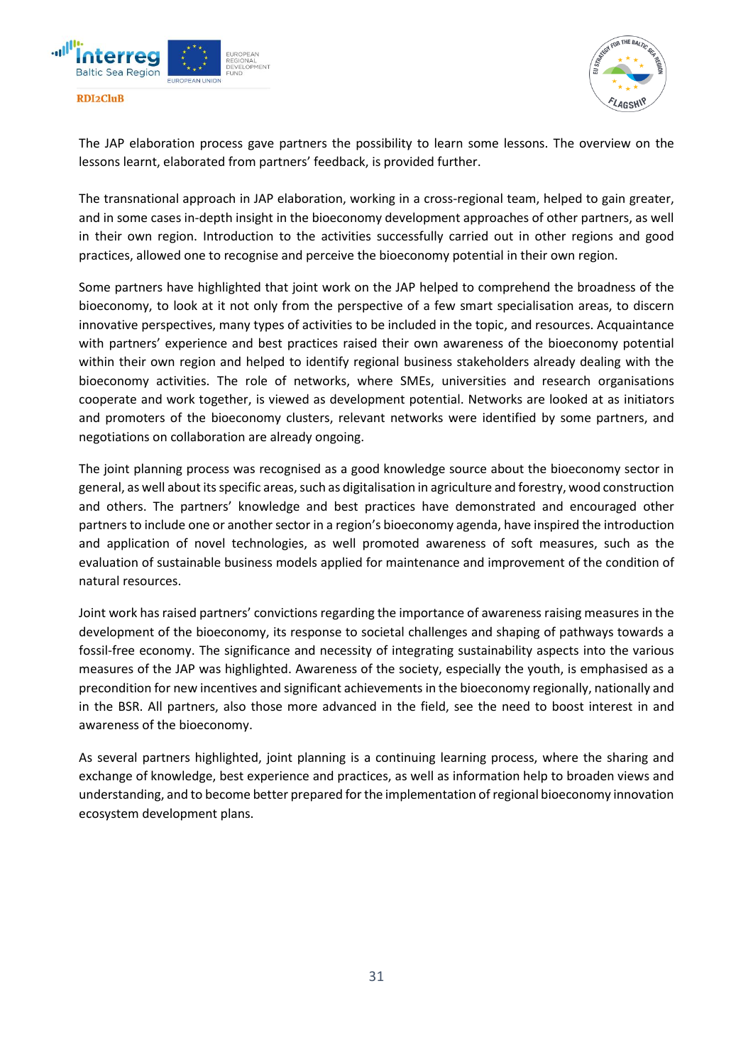The JAP elaboration process gave partners the possibility to learn some lessons. The overview on the lessons learnt, elaborated from partners' feedback, is provided further.

The transnational approach in JAP elaboration, working in a cross-regional team, helped to gain greater, and in some cases in-depth insight in the bioeconomy development approaches of other partners, as well in their own region. Introduction to the activities successfully carried out in other regions and good practices, allowed one to recognise and perceive the bioeconomy potential in their own region.

Some partners have highlighted that joint work on the JAP helped to comprehend the broadness of the bioeconomy, to look at it not only from the perspective of a few smart specialisation areas, to discern innovative perspectives, many types of activities to be included in the topic, and resources. Acquaintance with partners' experience and best practices raised their own awareness of the bioeconomy potential within their own region and helped to identify regional business stakeholders already dealing with the bioeconomy activities. The role of networks, where SMEs, universities and research organisations cooperate and work together, is viewed as development potential. Networks are looked at as initiators and promoters of the bioeconomy clusters, relevant networks were identified by some partners, and negotiations on collaboration are already ongoing.

The joint planning process was recognised as a good knowledge source about the bioeconomy sector in general, as well about its specific areas, such as digitalisation in agriculture and forestry, wood construction and others. The partners' knowledge and best practices have demonstrated and encouraged other partners to include one or another sector in a region's bioeconomy agenda, have inspired the introduction and application of novel technologies, as well promoted awareness of soft measures, such as the evaluation of sustainable business models applied for maintenance and improvement of the condition of natural resources.

Joint work has raised partners' convictions regarding the importance of awareness raising measures in the development of the bioeconomy, its response to societal challenges and shaping of pathways towards a fossil-free economy. The significance and necessity of integrating sustainability aspects into the various measures of the JAP was highlighted. Awareness of the society, especially the youth, is emphasised as a precondition for new incentives and significant achievements in the bioeconomy regionally, nationally and in the BSR. All partners, also those more advanced in the field, see the need to boost interest in and awareness of the bioeconomy.

As several partners highlighted, joint planning is a continuing learning process, where the sharing and exchange of knowledge, best experience and practices, as well as information help to broaden views and understanding, and to become better prepared for the implementation of regional bioeconomy innovation ecosystem development plans.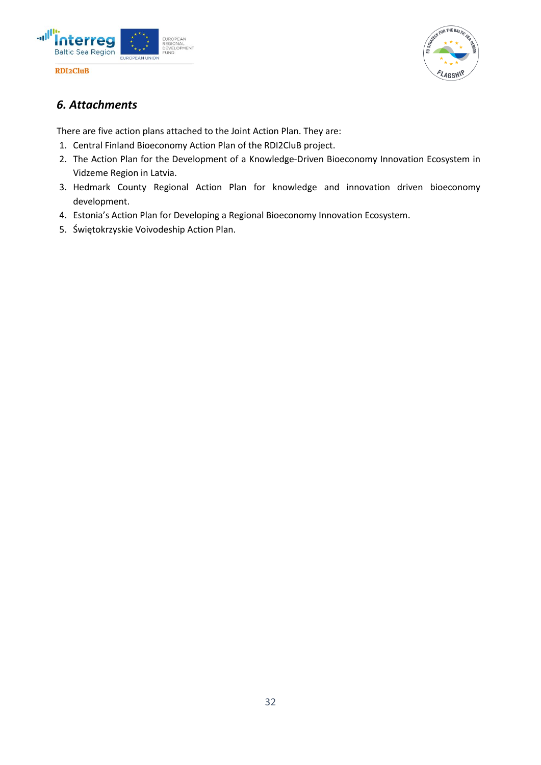## *6. Attachments*

There are five action plans attached to the Joint Action Plan. They are:

1. Central Finland Bioeconomy Action Plan of the RDI2CluB project.
2. The Action Plan for the Development of a Knowledge-Driven Bioeconomy Innovation Ecosystem in Vidzeme Region in Latvia.
3. Hedmark County Regional Action Plan for knowledge and innovation driven bioeconomy development.
4. Estonia's Action Plan for Developing a Regional Bioeconomy Innovation Ecosystem.
5. Świętokrzyskie Voivodeship Action Plan.